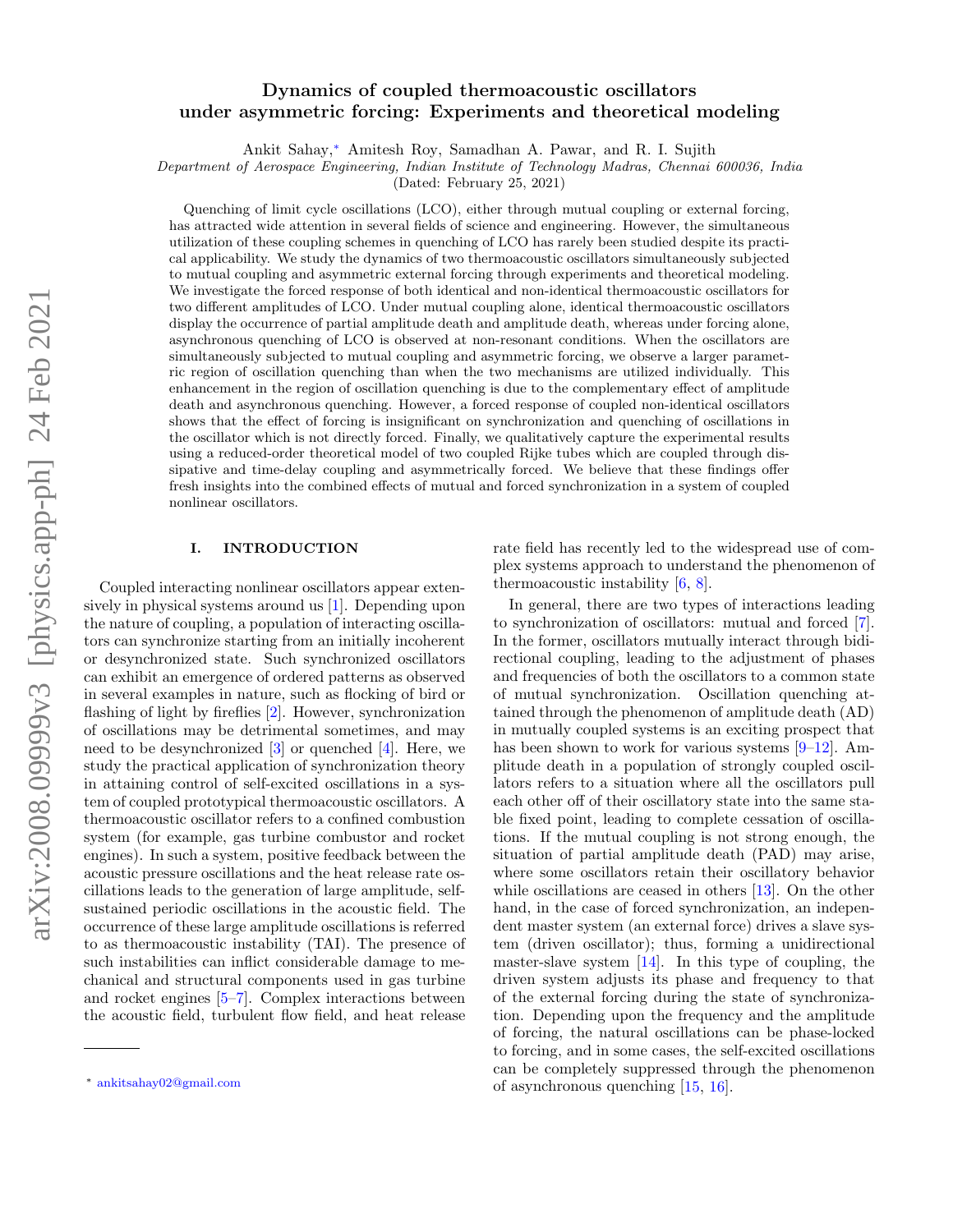# Dynamics of coupled thermoacoustic oscillators under asymmetric forcing: Experiments and theoretical modeling

Ankit Sahay,* Amitesh Roy, Samadhan A. Pawar, and R. I. Sujith

*Department of Aerospace Engineering, Indian Institute of Technology Madras, Chennai 600036, India*

(Dated: February 25, 2021)

Quenching of limit cycle oscillations (LCO), either through mutual coupling or external forcing, has attracted wide attention in several fields of science and engineering. However, the simultaneous utilization of these coupling schemes in quenching of LCO has rarely been studied despite its practical applicability. We study the dynamics of two thermoacoustic oscillators simultaneously subjected to mutual coupling and asymmetric external forcing through experiments and theoretical modeling. We investigate the forced response of both identical and non-identical thermoacoustic oscillators for two different amplitudes of LCO. Under mutual coupling alone, identical thermoacoustic oscillators display the occurrence of partial amplitude death and amplitude death, whereas under forcing alone, asynchronous quenching of LCO is observed at non-resonant conditions. When the oscillators are simultaneously subjected to mutual coupling and asymmetric forcing, we observe a larger parametric region of oscillation quenching than when the two mechanisms are utilized individually. This enhancement in the region of oscillation quenching is due to the complementary effect of amplitude death and asynchronous quenching. However, a forced response of coupled non-identical oscillators shows that the effect of forcing is insignificant on synchronization and quenching of oscillations in the oscillator which is not directly forced. Finally, we qualitatively capture the experimental results using a reduced-order theoretical model of two coupled Rijke tubes which are coupled through dissipative and time-delay coupling and asymmetrically forced. We believe that these findings offer fresh insights into the combined effects of mutual and forced synchronization in a system of coupled nonlinear oscillators.

## I. INTRODUCTION

Coupled interacting nonlinear oscillators appear extensively in physical systems around us [1]. Depending upon the nature of coupling, a population of interacting oscillators can synchronize starting from an initially incoherent or desynchronized state. Such synchronized oscillators can exhibit an emergence of ordered patterns as observed in several examples in nature, such as flocking of bird or flashing of light by fireflies [2]. However, synchronization of oscillations may be detrimental sometimes, and may need to be desynchronized [3] or quenched [4]. Here, we study the practical application of synchronization theory in attaining control of self-excited oscillations in a system of coupled prototypical thermoacoustic oscillators. A thermoacoustic oscillator refers to a confined combustion system (for example, gas turbine combustor and rocket engines). In such a system, positive feedback between the acoustic pressure oscillations and the heat release rate oscillations leads to the generation of large amplitude, self-sustained periodic oscillations in the acoustic field. The occurrence of these large amplitude oscillations is referred to as thermoacoustic instability (TAI). The presence of such instabilities can inflict considerable damage to mechanical and structural components used in gas turbine and rocket engines [5–7]. Complex interactions between the acoustic field, turbulent flow field, and heat release rate field has recently led to the widespread use of complex systems approach to understand the phenomenon of thermoacoustic instability [6, 8].

In general, there are two types of interactions leading to synchronization of oscillators: mutual and forced [7]. In the former, oscillators mutually interact through bidirectional coupling, leading to the adjustment of phases and frequencies of both the oscillators to a common state of mutual synchronization. Oscillation quenching attained through the phenomenon of amplitude death (AD) in mutually coupled systems is an exciting prospect that has been shown to work for various systems [9–12]. Amplitude death in a population of strongly coupled oscillators refers to a situation where all the oscillators pull each other off of their oscillatory state into the same stable fixed point, leading to complete cessation of oscillations. If the mutual coupling is not strong enough, the situation of partial amplitude death (PAD) may arise, where some oscillators retain their oscillatory behavior while oscillations are ceased in others [13]. On the other hand, in the case of forced synchronization, an independent master system (an external force) drives a slave system (driven oscillator); thus, forming a unidirectional master-slave system [14]. In this type of coupling, the driven system adjusts its phase and frequency to that of the external forcing during the state of synchronization. Depending upon the frequency and the amplitude of forcing, the natural oscillations can be phase-locked to forcing, and in some cases, the self-excited oscillations can be completely suppressed through the phenomenon of asynchronous quenching [15, 16].

* ankitsahay02@gmail.com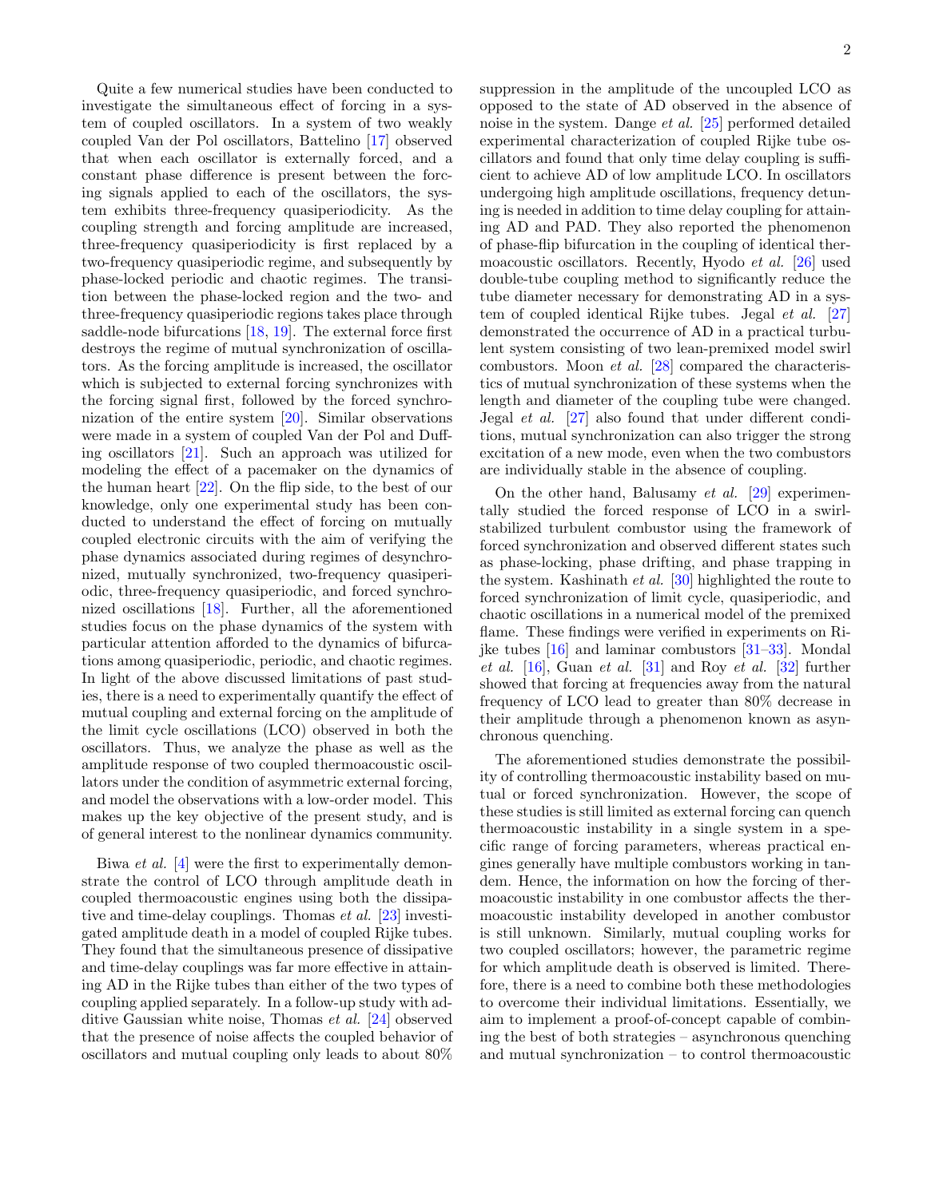Quite a few numerical studies have been conducted to investigate the simultaneous effect of forcing in a system of coupled oscillators. In a system of two weakly coupled Van der Pol oscillators, Battelino [17] observed that when each oscillator is externally forced, and a constant phase difference is present between the forcing signals applied to each of the oscillators, the system exhibits three-frequency quasiperiodicity. As the coupling strength and forcing amplitude are increased, three-frequency quasiperiodicity is first replaced by a two-frequency quasiperiodic regime, and subsequently by phase-locked periodic and chaotic regimes. The transition between the phase-locked region and the two- and three-frequency quasiperiodic regions takes place through saddle-node bifurcations [18, 19]. The external force first destroys the regime of mutual synchronization of oscillators. As the forcing amplitude is increased, the oscillator which is subjected to external forcing synchronizes with the forcing signal first, followed by the forced synchronization of the entire system [20]. Similar observations were made in a system of coupled Van der Pol and Duffing oscillators [21]. Such an approach was utilized for modeling the effect of a pacemaker on the dynamics of the human heart [22]. On the flip side, to the best of our knowledge, only one experimental study has been conducted to understand the effect of forcing on mutually coupled electronic circuits with the aim of verifying the phase dynamics associated during regimes of desynchronized, mutually synchronized, two-frequency quasiperiodic, three-frequency quasiperiodic, and forced synchronized oscillations [18]. Further, all the aforementioned studies focus on the phase dynamics of the system with particular attention afforded to the dynamics of bifurcations among quasiperiodic, periodic, and chaotic regimes. In light of the above discussed limitations of past studies, there is a need to experimentally quantify the effect of mutual coupling and external forcing on the amplitude of the limit cycle oscillations (LCO) observed in both the oscillators. Thus, we analyze the phase as well as the amplitude response of two coupled thermoacoustic oscillators under the condition of asymmetric external forcing, and model the observations with a low-order model. This makes up the key objective of the present study, and is of general interest to the nonlinear dynamics community.

Biwa *et al.* [4] were the first to experimentally demonstrate the control of LCO through amplitude death in coupled thermoacoustic engines using both the dissipative and time-delay couplings. Thomas *et al.* [23] investigated amplitude death in a model of coupled Rijke tubes. They found that the simultaneous presence of dissipative and time-delay couplings was far more effective in attaining AD in the Rijke tubes than either of the two types of coupling applied separately. In a follow-up study with additive Gaussian white noise, Thomas *et al.* [24] observed that the presence of noise affects the coupled behavior of oscillators and mutual coupling only leads to about 80% suppression in the amplitude of the uncoupled LCO as opposed to the state of AD observed in the absence of noise in the system. Dange *et al.* [25] performed detailed experimental characterization of coupled Rijke tube oscillators and found that only time delay coupling is sufficient to achieve AD of low amplitude LCO. In oscillators undergoing high amplitude oscillations, frequency detuning is needed in addition to time delay coupling for attaining AD and PAD. They also reported the phenomenon of phase-flip bifurcation in the coupling of identical thermoacoustic oscillators. Recently, Hyodo *et al.* [26] used double-tube coupling method to significantly reduce the tube diameter necessary for demonstrating AD in a system of coupled identical Rijke tubes. Jegal *et al.* [27] demonstrated the occurrence of AD in a practical turbulent system consisting of two lean-premixed model swirl combustors. Moon *et al.* [28] compared the characteristics of mutual synchronization of these systems when the length and diameter of the coupling tube were changed. Jegal *et al.* [27] also found that under different conditions, mutual synchronization can also trigger the strong excitation of a new mode, even when the two combustors are individually stable in the absence of coupling.

On the other hand, Balusamy *et al.* [29] experimentally studied the forced response of LCO in a swirl-stabilized turbulent combustor using the framework of forced synchronization and observed different states such as phase-locking, phase drifting, and phase trapping in the system. Kashinath *et al.* [30] highlighted the route to forced synchronization of limit cycle, quasiperiodic, and chaotic oscillations in a numerical model of the premixed flame. These findings were verified in experiments on Rijke tubes [16] and laminar combustors [31–33]. Mondal *et al.* [16], Guan *et al.* [31] and Roy *et al.* [32] further showed that forcing at frequencies away from the natural frequency of LCO lead to greater than 80% decrease in their amplitude through a phenomenon known as asynchronous quenching.

The aforementioned studies demonstrate the possibility of controlling thermoacoustic instability based on mutual or forced synchronization. However, the scope of these studies is still limited as external forcing can quench thermoacoustic instability in a single system in a specific range of forcing parameters, whereas practical engines generally have multiple combustors working in tandem. Hence, the information on how the forcing of thermoacoustic instability in one combustor affects the thermoacoustic instability developed in another combustor is still unknown. Similarly, mutual coupling works for two coupled oscillators; however, the parametric regime for which amplitude death is observed is limited. Therefore, there is a need to combine both these methodologies to overcome their individual limitations. Essentially, we aim to implement a proof-of-concept capable of combining the best of both strategies – asynchronous quenching and mutual synchronization – to control thermoacoustic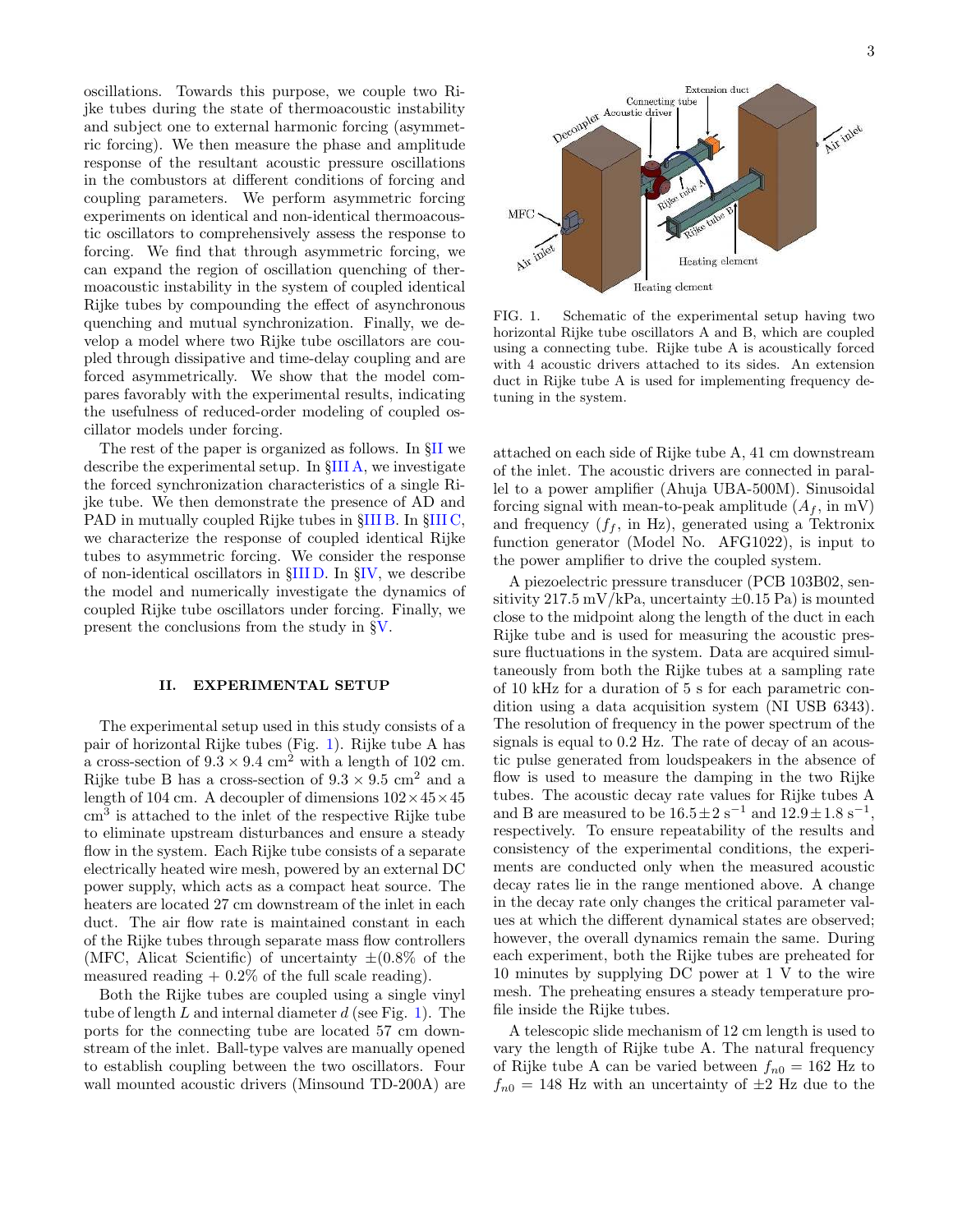oscillations. Towards this purpose, we couple two Rijke tubes during the state of thermoacoustic instability and subject one to external harmonic forcing (asymmetric forcing). We then measure the phase and amplitude response of the resultant acoustic pressure oscillations in the combustors at different conditions of forcing and coupling parameters. We perform asymmetric forcing experiments on identical and non-identical thermoacoustic oscillators to comprehensively assess the response to forcing. We find that through asymmetric forcing, we can expand the region of oscillation quenching of thermoacoustic instability in the system of coupled identical Rijke tubes by compounding the effect of asynchronous quenching and mutual synchronization. Finally, we develop a model where two Rijke tube oscillators are coupled through dissipative and time-delay coupling and are forced asymmetrically. We show that the model compares favorably with the experimental results, indicating the usefulness of reduced-order modeling of coupled oscillator models under forcing.

The rest of the paper is organized as follows. In §II we describe the experimental setup. In §III A, we investigate the forced synchronization characteristics of a single Rijke tube. We then demonstrate the presence of AD and PAD in mutually coupled Rijke tubes in §III B. In §III C, we characterize the response of coupled identical Rijke tubes to asymmetric forcing. We consider the response of non-identical oscillators in §III D. In §IV, we describe the model and numerically investigate the dynamics of coupled Rijke tube oscillators under forcing. Finally, we present the conclusions from the study in §V.

## II. EXPERIMENTAL SETUP

The experimental setup used in this study consists of a pair of horizontal Rijke tubes (Fig. 1). Rijke tube A has a cross-section of $9.3 \times 9.4$ cm$^2$ with a length of 102 cm. Rijke tube B has a cross-section of $9.3 \times 9.5$ cm$^2$ and a length of 104 cm. A decoupler of dimensions $102 \times 45 \times 45$ cm$^3$ is attached to the inlet of the respective Rijke tube to eliminate upstream disturbances and ensure a steady flow in the system. Each Rijke tube consists of a separate electrically heated wire mesh, powered by an external DC power supply, which acts as a compact heat source. The heaters are located 27 cm downstream of the inlet in each duct. The air flow rate is maintained constant in each of the Rijke tubes through separate mass flow controllers (MFC, Alicat Scientific) of uncertainty $\pm$(0.8% of the measured reading + 0.2% of the full scale reading).

Both the Rijke tubes are coupled using a single vinyl tube of length $L$ and internal diameter $d$ (see Fig. 1). The ports for the connecting tube are located 57 cm downstream of the inlet. Ball-type valves are manually opened to establish coupling between the two oscillators. Four wall mounted acoustic drivers (Minsound TD-200A) are attached on each side of Rijke tube A, 41 cm downstream of the inlet. The acoustic drivers are connected in parallel to a power amplifier (Ahuja UBA-500M). Sinusoidal forcing signal with mean-to-peak amplitude ($A_f$, in mV) and frequency ($f_f$, in Hz), generated using a Tektronix function generator (Model No. AFG1022), is input to the power amplifier to drive the coupled system.

FIG. 1. Schematic of the experimental setup having two horizontal Rijke tube oscillators A and B, which are coupled using a connecting tube. Rijke tube A is acoustically forced with 4 acoustic drivers attached to its sides. An extension duct in Rijke tube A is used for implementing frequency detuning in the system.

A piezoelectric pressure transducer (PCB 103B02, sensitivity 217.5 mV/kPa, uncertainty $\pm$0.15 Pa) is mounted close to the midpoint along the length of the duct in each Rijke tube and is used for measuring the acoustic pressure fluctuations in the system. Data are acquired simultaneously from both the Rijke tubes at a sampling rate of 10 kHz for a duration of 5 s for each parametric condition using a data acquisition system (NI USB 6343). The resolution of frequency in the power spectrum of the signals is equal to 0.2 Hz. The rate of decay of an acoustic pulse generated from loudspeakers in the absence of flow is used to measure the damping in the two Rijke tubes. The acoustic decay rate values for Rijke tubes A and B are measured to be $16.5 \pm 2$ s$^{-1}$ and $12.9 \pm 1.8$ s$^{-1}$, respectively. To ensure repeatability of the results and consistency of the experimental conditions, the experiments are conducted only when the measured acoustic decay rates lie in the range mentioned above. A change in the decay rate only changes the critical parameter values at which the different dynamical states are observed; however, the overall dynamics remain the same. During each experiment, both the Rijke tubes are preheated for 10 minutes by supplying DC power at 1 V to the wire mesh. The preheating ensures a steady temperature profile inside the Rijke tubes.

A telescopic slide mechanism of 12 cm length is used to vary the length of Rijke tube A. The natural frequency of Rijke tube A can be varied between $f_{n0} = 162$ Hz to $f_{n0} = 148$ Hz with an uncertainty of $\pm 2$ Hz due to the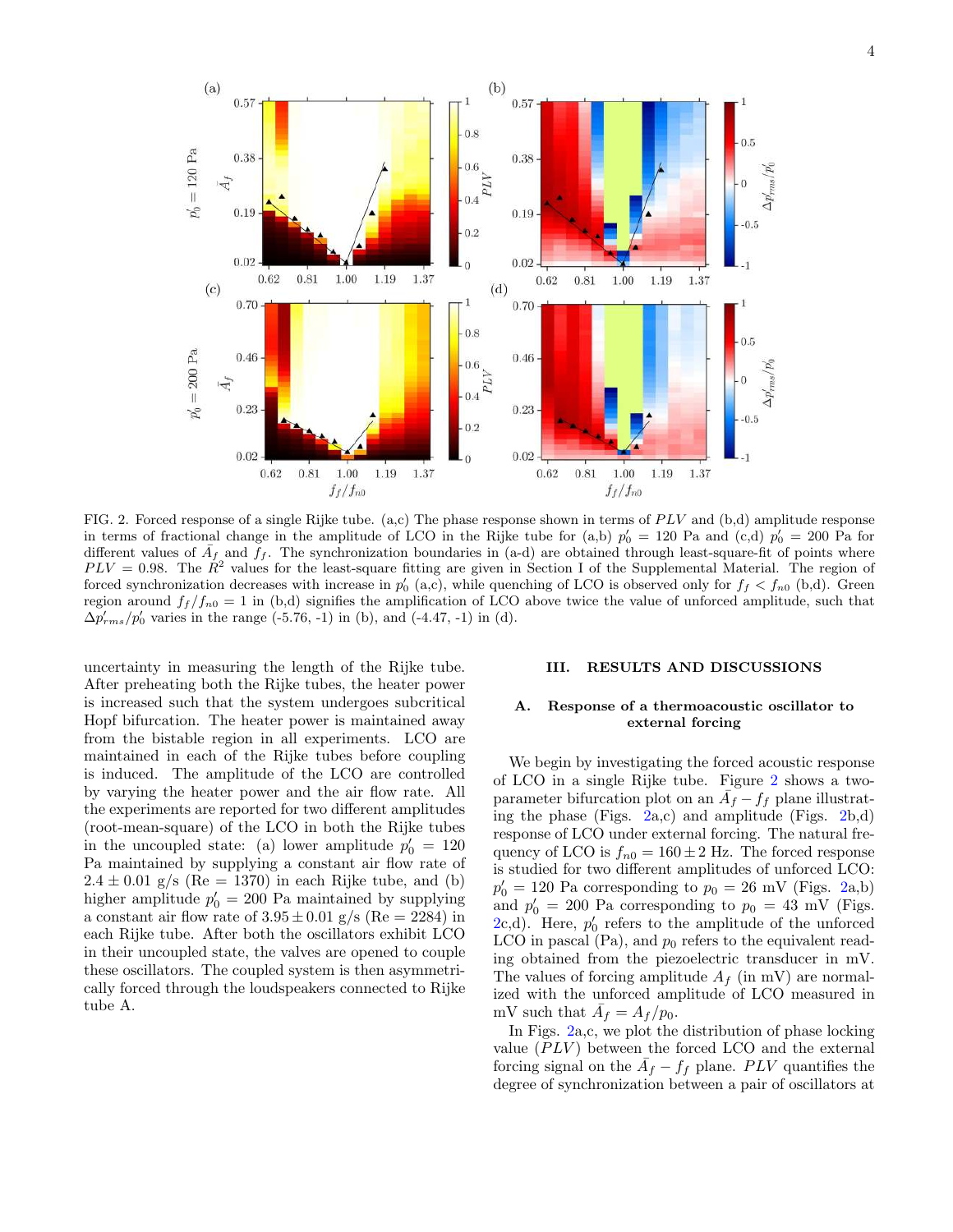FIG. 2. Forced response of a single Rijke tube. (a,c) The phase response shown in terms of $PLV$ and (b,d) amplitude response in terms of fractional change in the amplitude of LCO in the Rijke tube for (a,b) $p'_0 = 120$ Pa and (c,d) $p'_0 = 200$ Pa for different values of $\bar{A}_f$ and $f_f$. The synchronization boundaries in (a-d) are obtained through least-square-fit of points where $PLV = 0.98$. The $R^2$ values for the least-square fitting are given in Section I of the Supplemental Material. The region of forced synchronization decreases with increase in $p'_0$ (a,c), while quenching of LCO is observed only for $f_f < f_{n0}$ (b,d). Green region around $f_f/f_{n0} = 1$ in (b,d) signifies the amplification of LCO above twice the value of unforced amplitude, such that $\Delta p'_{rms}/p'_0$ varies in the range (-5.76, -1) in (b), and (-4.47, -1) in (d).

uncertainty in measuring the length of the Rijke tube. After preheating both the Rijke tubes, the heater power is increased such that the system undergoes subcritical Hopf bifurcation. The heater power is maintained away from the bistable region in all experiments. LCO are maintained in each of the Rijke tubes before coupling is induced. The amplitude of the LCO are controlled by varying the heater power and the air flow rate. All the experiments are reported for two different amplitudes (root-mean-square) of the LCO in both the Rijke tubes in the uncoupled state: (a) lower amplitude $p'_0 = 120$ Pa maintained by supplying a constant air flow rate of $2.4 \pm 0.01$ g/s (Re = 1370) in each Rijke tube, and (b) higher amplitude $p'_0 = 200$ Pa maintained by supplying a constant air flow rate of $3.95 \pm 0.01$ g/s (Re = 2284) in each Rijke tube. After both the oscillators exhibit LCO in their uncoupled state, the valves are opened to couple these oscillators. The coupled system is then asymmetrically forced through the loudspeakers connected to Rijke tube A.

## III. RESULTS AND DISCUSSIONS

### A. Response of a thermoacoustic oscillator to external forcing

We begin by investigating the forced acoustic response of LCO in a single Rijke tube. Figure 2 shows a two-parameter bifurcation plot on an $\bar{A}_f - f_f$ plane illustrating the phase (Figs. 2a,c) and amplitude (Figs. 2b,d) response of LCO under external forcing. The natural frequency of LCO is $f_{n0} = 160 \pm 2$ Hz. The forced response is studied for two different amplitudes of unforced LCO: $p'_0 = 120$ Pa corresponding to $p_0 = 26$ mV (Figs. 2a,b) and $p'_0 = 200$ Pa corresponding to $p_0 = 43$ mV (Figs. 2c,d). Here, $p'_0$ refers to the amplitude of the unforced LCO in pascal (Pa), and $p_0$ refers to the equivalent reading obtained from the piezoelectric transducer in mV. The values of forcing amplitude $A_f$ (in mV) are normalized with the unforced amplitude of LCO measured in mV such that $\bar{A}_f = A_f/p_0$.

In Figs. 2a,c, we plot the distribution of phase locking value ($PLV$) between the forced LCO and the external forcing signal on the $\bar{A}_f - f_f$ plane. $PLV$ quantifies the degree of synchronization between a pair of oscillators at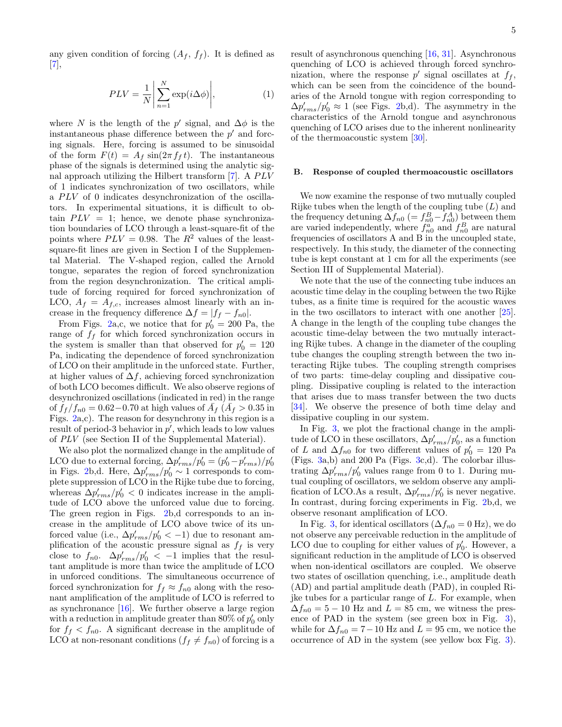any given condition of forcing ($A_f$, $f_f$). It is defined as [7],

$$PLV = \frac{1}{N}\left|\sum_{n=1}^{N}\exp(i\Delta\phi)\right|, \tag{1}$$

where $N$ is the length of the $p'$ signal, and $\Delta\phi$ is the instantaneous phase difference between the $p'$ and forcing signals. Here, forcing is assumed to be sinusoidal of the form $F(t) = A_f \sin(2\pi f_f t)$. The instantaneous phase of the signals is determined using the analytic signal approach utilizing the Hilbert transform [7]. A $PLV$ of 1 indicates synchronization of two oscillators, while a $PLV$ of 0 indicates desynchronization of the oscillators. In experimental situations, it is difficult to obtain $PLV = 1$; hence, we denote phase synchronization boundaries of LCO through a least-square-fit of the points where $PLV = 0.98$. The $R^2$ values of the least-square-fit lines are given in Section I of the Supplemental Material. The V-shaped region, called the Arnold tongue, separates the region of forced synchronization from the region desynchronization. The critical amplitude of forcing required for forced synchronization of LCO, $A_f = A_{f,c}$, increases almost linearly with an increase in the frequency difference $\Delta f = |f_f - f_{n0}|$.

From Figs. 2a,c, we notice that for $p'_0 = 200$ Pa, the range of $f_f$ for which forced synchronization occurs in the system is smaller than that observed for $p'_0 = 120$ Pa, indicating the dependence of forced synchronization of LCO on their amplitude in the unforced state. Further, at higher values of $\Delta f$, achieving forced synchronization of both LCO becomes difficult. We also observe regions of desynchronized oscillations (indicated in red) in the range of $f_f/f_{n0} = 0.62-0.70$ at high values of $\bar{A}_f$ ($\bar{A}_f > 0.35$ in Figs. 2a,c). The reason for desynchrony in this region is a result of period-3 behavior in $p'$, which leads to low values of $PLV$ (see Section II of the Supplemental Material).

We also plot the normalized change in the amplitude of LCO due to external forcing, $\Delta p'_{rms}/p'_0 = (p'_0 - p'_{rms})/p'_0$ in Figs. 2b,d. Here, $\Delta p'_{rms}/p'_0 \sim 1$ corresponds to complete suppression of LCO in the Rijke tube due to forcing, whereas $\Delta p'_{rms}/p'_0 < 0$ indicates increase in the amplitude of LCO above the unforced value due to forcing. The green region in Figs. 2b,d corresponds to an increase in the amplitude of LCO above twice of its unforced value (i.e., $\Delta p'_{rms}/p'_0 < -1$) due to resonant amplification of the acoustic pressure signal as $f_f$ is very close to $f_{n0}$. $\Delta p'_{rms}/p'_0 < -1$ implies that the resultant amplitude is more than twice the amplitude of LCO in unforced conditions. The simultaneous occurrence of forced synchronization for $f_f \approx f_{n0}$ along with the resonant amplification of the amplitude of LCO is referred to as synchronance [16]. We further observe a large region with a reduction in amplitude greater than 80% of $p'_0$ only for $f_f < f_{n0}$. A significant decrease in the amplitude of LCO at non-resonant conditions ($f_f \neq f_{n0}$) of forcing is a result of asynchronous quenching [16, 31]. Asynchronous quenching of LCO is achieved through forced synchronization, where the response $p'$ signal oscillates at $f_f$, which can be seen from the coincidence of the boundaries of the Arnold tongue with region corresponding to $\Delta p'_{rms}/p'_0 \approx 1$ (see Figs. 2b,d). The asymmetry in the characteristics of the Arnold tongue and asynchronous quenching of LCO arises due to the inherent nonlinearity of the thermoacoustic system [30].

### B. Response of coupled thermoacoustic oscillators

We now examine the response of two mutually coupled Rijke tubes when the length of the coupling tube ($L$) and the frequency detuning $\Delta f_{n0}$ ($= f^B_{n0} - f^A_{n0}$) between them are varied independently, where $f^a_{n0}$ and $f^B_{n0}$ are natural frequencies of oscillators A and B in the uncoupled state, respectively. In this study, the diameter of the connecting tube is kept constant at 1 cm for all the experiments (see Section III of Supplemental Material).

We note that the use of the connecting tube induces an acoustic time delay in the coupling between the two Rijke tubes, as a finite time is required for the acoustic waves in the two oscillators to interact with one another [25]. A change in the length of the coupling tube changes the acoustic time-delay between the two mutually interacting Rijke tubes. A change in the diameter of the coupling tube changes the coupling strength between the two interacting Rijke tubes. The coupling strength comprises of two parts: time-delay coupling and dissipative coupling. Dissipative coupling is related to the interaction that arises due to mass transfer between the two ducts [34]. We observe the presence of both time delay and dissipative coupling in our system.

In Fig. 3, we plot the fractional change in the amplitude of LCO in these oscillators, $\Delta p'_{rms}/p'_0$, as a function of $L$ and $\Delta f_{n0}$ for two different values of $p'_0 = 120$ Pa (Figs. 3a,b) and 200 Pa (Figs. 3c,d). The colorbar illustrating $\Delta p'_{rms}/p'_0$ values range from 0 to 1. During mutual coupling of oscillators, we seldom observe any amplification of LCO.As a result, $\Delta p'_{rms}/p'_0$ is never negative. In contrast, during forcing experiments in Fig. 2b,d, we observe resonant amplification of LCO.

In Fig. 3, for identical oscillators ($\Delta f_{n0} = 0$ Hz), we do not observe any perceivable reduction in the amplitude of LCO due to coupling for either values of $p'_0$. However, a significant reduction in the amplitude of LCO is observed when non-identical oscillators are coupled. We observe two states of oscillation quenching, i.e., amplitude death (AD) and partial amplitude death (PAD), in coupled Rijke tubes for a particular range of $L$. For example, when $\Delta f_{n0} = 5-10$ Hz and $L = 85$ cm, we witness the presence of PAD in the system (see green box in Fig. 3), while for $\Delta f_{n0} = 7-10$ Hz and $L = 95$ cm, we notice the occurrence of AD in the system (see yellow box Fig. 3).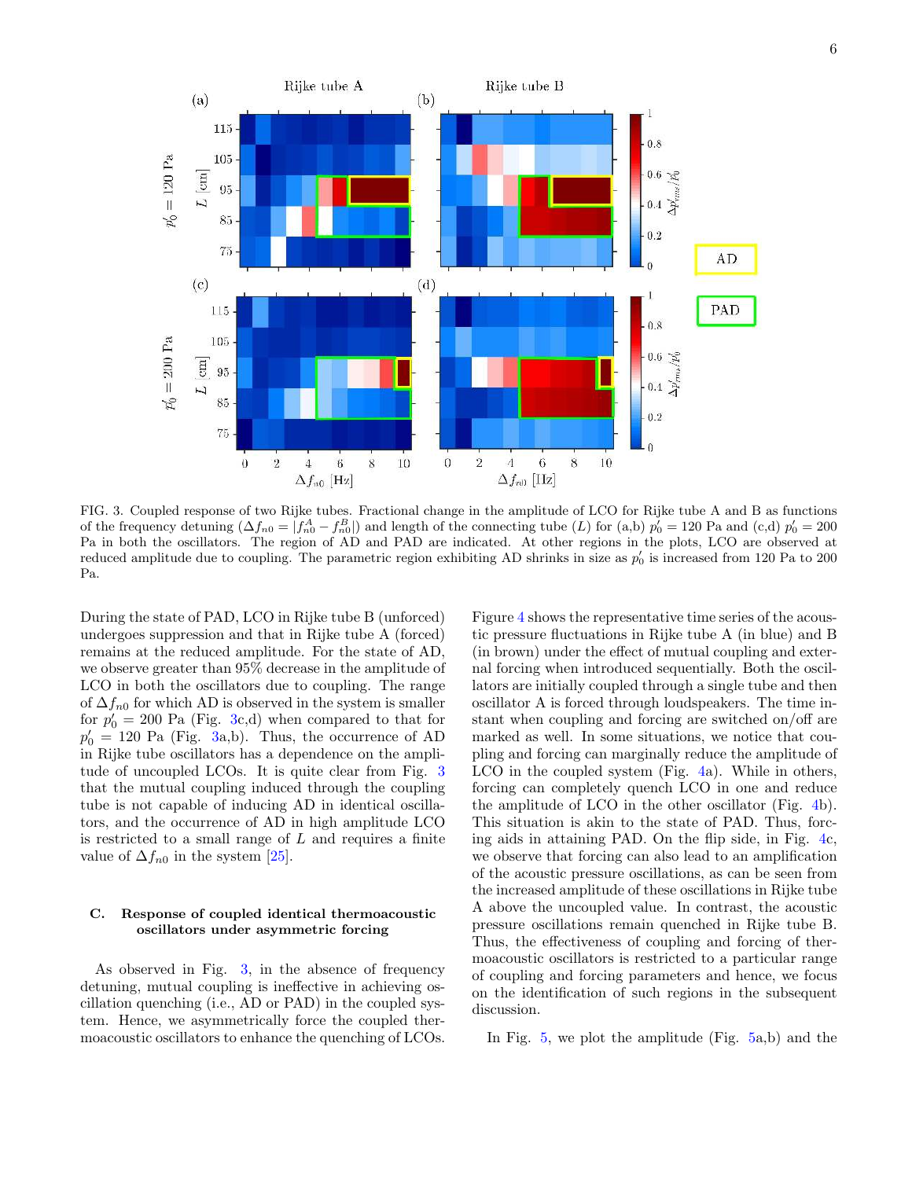FIG. 3. Coupled response of two Rijke tubes. Fractional change in the amplitude of LCO for Rijke tube A and B as functions of the frequency detuning ($\Delta f_{n0} = |f_{n0}^A - f_{n0}^B|$) and length of the connecting tube ($L$) for (a,b) $p_0' = 120$ Pa and (c,d) $p_0' = 200$ Pa in both the oscillators. The region of AD and PAD are indicated. At other regions in the plots, LCO are observed at reduced amplitude due to coupling. The parametric region exhibiting AD shrinks in size as $p_0'$ is increased from 120 Pa to 200 Pa.

During the state of PAD, LCO in Rijke tube B (unforced) undergoes suppression and that in Rijke tube A (forced) remains at the reduced amplitude. For the state of AD, we observe greater than 95% decrease in the amplitude of LCO in both the oscillators due to coupling. The range of $\Delta f_{n0}$ for which AD is observed in the system is smaller for $p_0' = 200$ Pa (Fig. 3c,d) when compared to that for $p_0' = 120$ Pa (Fig. 3a,b). Thus, the occurrence of AD in Rijke tube oscillators has a dependence on the amplitude of uncoupled LCOs. It is quite clear from Fig. 3 that the mutual coupling induced through the coupling tube is not capable of inducing AD in identical oscillators, and the occurrence of AD in high amplitude LCO is restricted to a small range of $L$ and requires a finite value of $\Delta f_{n0}$ in the system [25].

### C. Response of coupled identical thermoacoustic oscillators under asymmetric forcing

As observed in Fig. 3, in the absence of frequency detuning, mutual coupling is ineffective in achieving oscillation quenching (i.e., AD or PAD) in the coupled system. Hence, we asymmetrically force the coupled thermoacoustic oscillators to enhance the quenching of LCOs.

Figure 4 shows the representative time series of the acoustic pressure fluctuations in Rijke tube A (in blue) and B (in brown) under the effect of mutual coupling and external forcing when introduced sequentially. Both the oscillators are initially coupled through a single tube and then oscillator A is forced through loudspeakers. The time instant when coupling and forcing are switched on/off are marked as well. In some situations, we notice that coupling and forcing can marginally reduce the amplitude of LCO in the coupled system (Fig. 4a). While in others, forcing can completely quench LCO in one and reduce the amplitude of LCO in the other oscillator (Fig. 4b). This situation is akin to the state of PAD. Thus, forcing aids in attaining PAD. On the flip side, in Fig. 4c, we observe that forcing can also lead to an amplification of the acoustic pressure oscillations, as can be seen from the increased amplitude of these oscillations in Rijke tube A above the uncoupled value. In contrast, the acoustic pressure oscillations remain quenched in Rijke tube B. Thus, the effectiveness of coupling and forcing of thermoacoustic oscillators is restricted to a particular range of coupling and forcing parameters and hence, we focus on the identification of such regions in the subsequent discussion.

In Fig. 5, we plot the amplitude (Fig. 5a,b) and the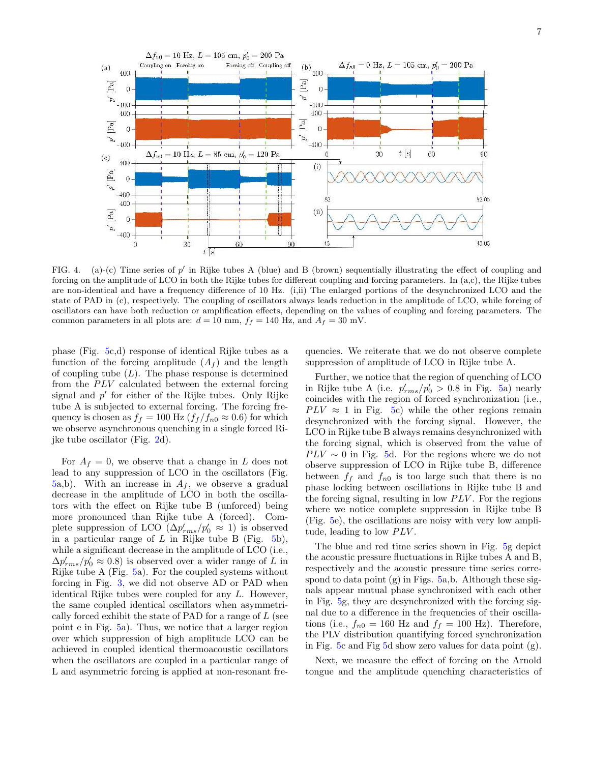FIG. 4. (a)-(c) Time series of $p'$ in Rijke tubes A (blue) and B (brown) sequentially illustrating the effect of coupling and forcing on the amplitude of LCO in both the Rijke tubes for different coupling and forcing parameters. In (a,c), the Rijke tubes are non-identical and have a frequency difference of 10 Hz. (i,ii) The enlarged portions of the desynchronized LCO and the state of PAD in (c), respectively. The coupling of oscillators always leads reduction in the amplitude of LCO, while forcing of oscillators can have both reduction or amplification effects, depending on the values of coupling and forcing parameters. The common parameters in all plots are: $d = 10$ mm, $f_f = 140$ Hz, and $A_f = 30$ mV.

phase (Fig. 5c,d) response of identical Rijke tubes as a function of the forcing amplitude ($A_f$) and the length of coupling tube ($L$). The phase response is determined from the $PLV$ calculated between the external forcing signal and $p'$ for either of the Rijke tubes. Only Rijke tube A is subjected to external forcing. The forcing frequency is chosen as $f_f = 100$ Hz ($f_f/f_{n0} \approx 0.6$) for which we observe asynchronous quenching in a single forced Rijke tube oscillator (Fig. 2d).

For $A_f = 0$, we observe that a change in $L$ does not lead to any suppression of LCO in the oscillators (Fig. 5a,b). With an increase in $A_f$, we observe a gradual decrease in the amplitude of LCO in both the oscillators with the effect on Rijke tube B (unforced) being more pronounced than Rijke tube A (forced). Complete suppression of LCO ($\Delta p'_{rms}/p'_0 \approx 1$) is observed in a particular range of $L$ in Rijke tube B (Fig. 5b), while a significant decrease in the amplitude of LCO (i.e., $\Delta p'_{rms}/p'_0 \approx 0.8$) is observed over a wider range of $L$ in Rijke tube A (Fig. 5a). For the coupled systems without forcing in Fig. 3, we did not observe AD or PAD when identical Rijke tubes were coupled for any $L$. However, the same coupled identical oscillators when asymmetrically forced exhibit the state of PAD for a range of $L$ (see point e in Fig. 5a). Thus, we notice that a larger region over which suppression of high amplitude LCO can be achieved in coupled identical thermoacoustic oscillators when the oscillators are coupled in a particular range of L and asymmetric forcing is applied at non-resonant frequencies. We reiterate that we do not observe complete suppression of amplitude of LCO in Rijke tube A.

Further, we notice that the region of quenching of LCO in Rijke tube A (i.e. $p'_{rms}/p'_0 > 0.8$ in Fig. 5a) nearly coincides with the region of forced synchronization (i.e., $PLV \approx 1$ in Fig. 5c) while the other regions remain desynchronized with the forcing signal. However, the LCO in Rijke tube B always remains desynchronized with the forcing signal, which is observed from the value of $PLV \sim 0$ in Fig. 5d. For the regions where we do not observe suppression of LCO in Rijke tube B, difference between $f_f$ and $f_{n0}$ is too large such that there is no phase locking between oscillations in Rijke tube B and the forcing signal, resulting in low $PLV$. For the regions where we notice complete suppression in Rijke tube B (Fig. 5e), the oscillations are noisy with very low amplitude, leading to low $PLV$.

The blue and red time series shown in Fig. 5g depict the acoustic pressure fluctuations in Rijke tubes A and B, respectively and the acoustic pressure time series correspond to data point (g) in Figs. 5a,b. Although these signals appear mutual phase synchronized with each other in Fig. 5g, they are desynchronized with the forcing signal due to a difference in the frequencies of their oscillations (i.e., $f_{n0} = 160$ Hz and $f_f = 100$ Hz). Therefore, the PLV distribution quantifying forced synchronization in Fig. 5c and Fig 5d show zero values for data point (g).

Next, we measure the effect of forcing on the Arnold tongue and the amplitude quenching characteristics of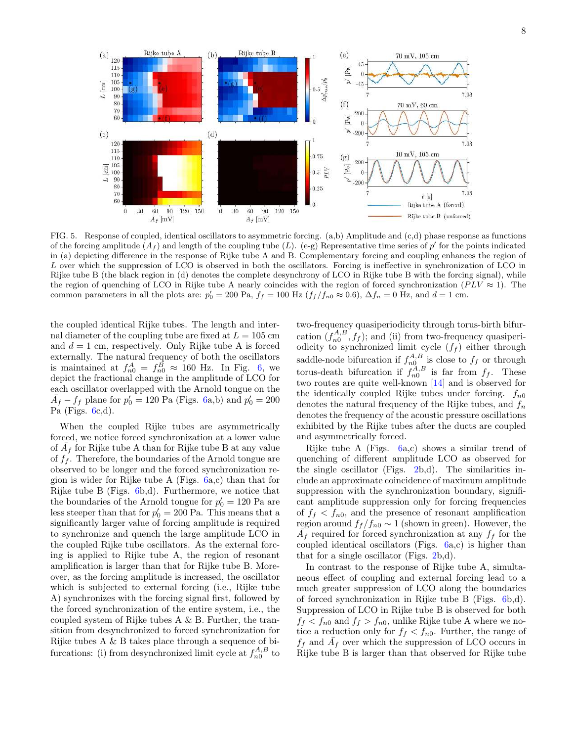FIG. 5. Response of coupled, identical oscillators to asymmetric forcing. (a,b) Amplitude and (c,d) phase response as functions of the forcing amplitude ($A_f$) and length of the coupling tube ($L$). (e-g) Representative time series of $p'$ for the points indicated in (a) depicting difference in the response of Rijke tube A and B. Complementary forcing and coupling enhances the region of $L$ over which the suppression of LCO is observed in both the oscillators. Forcing is ineffective in synchronization of LCO in Rijke tube B (the black region in (d) denotes the complete desynchrony of LCO in Rijke tube B with the forcing signal), while the region of quenching of LCO in Rijke tube A nearly coincides with the region of forced synchronization ($PLV \approx 1$). The common parameters in all the plots are: $p'_0 = 200$ Pa, $f_f = 100$ Hz ($f_f/f_{n0} \approx 0.6$), $\Delta f_n = 0$ Hz, and $d = 1$ cm.

the coupled identical Rijke tubes. The length and internal diameter of the coupling tube are fixed at $L = 105$ cm and $d = 1$ cm, respectively. Only Rijke tube A is forced externally. The natural frequency of both the oscillators is maintained at $f^A_{n0} = f^B_{n0} \approx 160$ Hz. In Fig. 6, we depict the fractional change in the amplitude of LCO for each oscillator overlapped with the Arnold tongue on the $\bar{A}_f - f_f$ plane for $p'_0 = 120$ Pa (Figs. 6a,b) and $p'_0 = 200$ Pa (Figs. 6c,d).

When the coupled Rijke tubes are asymmetrically forced, we notice forced synchronization at a lower value of $\bar{A}_f$ for Rijke tube A than for Rijke tube B at any value of $f_f$. Therefore, the boundaries of the Arnold tongue are observed to be longer and the forced synchronization region is wider for Rijke tube A (Figs. 6a,c) than that for Rijke tube B (Figs. 6b,d). Furthermore, we notice that the boundaries of the Arnold tongue for $p'_0 = 120$ Pa are less steeper than that for $p'_0 = 200$ Pa. This means that a significantly larger value of forcing amplitude is required to synchronize and quench the large amplitude LCO in the coupled Rijke tube oscillators. As the external forcing is applied to Rijke tube A, the region of resonant amplification is larger than that for Rijke tube B. Moreover, as the forcing amplitude is increased, the oscillator which is subjected to external forcing (i.e., Rijke tube A) synchronizes with the forcing signal first, followed by the forced synchronization of the entire system, i.e., the coupled system of Rijke tubes A & B. Further, the transition from desynchronized to forced synchronization for Rijke tubes A & B takes place through a sequence of bifurcations: (i) from desynchronized limit cycle at $f^{A,B}_{n0}$ to two-frequency quasiperiodicity through torus-birth bifurcation ($f^{A,B}_{n0}, f_f$); and (ii) from two-frequency quasiperiodicity to synchronized limit cycle ($f_f$) either through saddle-node bifurcation if $f^{A,B}_{n0}$ is close to $f_f$ or through torus-death bifurcation if $f^{A,B}_{n0}$ is far from $f_f$. These two routes are quite well-known [14] and is observed for the identically coupled Rijke tubes under forcing. $f_{n0}$ denotes the natural frequency of the Rijke tubes, and $f_n$ denotes the frequency of the acoustic pressure oscillations exhibited by the Rijke tubes after the ducts are coupled and asymmetrically forced.

Rijke tube A (Figs. 6a,c) shows a similar trend of quenching of different amplitude LCO as observed for the single oscillator (Figs. 2b,d). The similarities include an approximate coincidence of maximum amplitude suppression with the synchronization boundary, significant amplitude suppression only for forcing frequencies of $f_f < f_{n0}$, and the presence of resonant amplification region around $f_f/f_{n0} \sim 1$ (shown in green). However, the $\bar{A}_f$ required for forced synchronization at any $f_f$ for the coupled identical oscillators (Figs. 6a,c) is higher than that for a single oscillator (Figs. 2b,d).

In contrast to the response of Rijke tube A, simultaneous effect of coupling and external forcing lead to a much greater suppression of LCO along the boundaries of forced synchronization in Rijke tube B (Figs. 6b,d). Suppression of LCO in Rijke tube B is observed for both $f_f < f_{n0}$ and $f_f > f_{n0}$, unlike Rijke tube A where we notice a reduction only for $f_f < f_{n0}$. Further, the range of $f_f$ and $\bar{A}_f$ over which the suppression of LCO occurs in Rijke tube B is larger than that observed for Rijke tube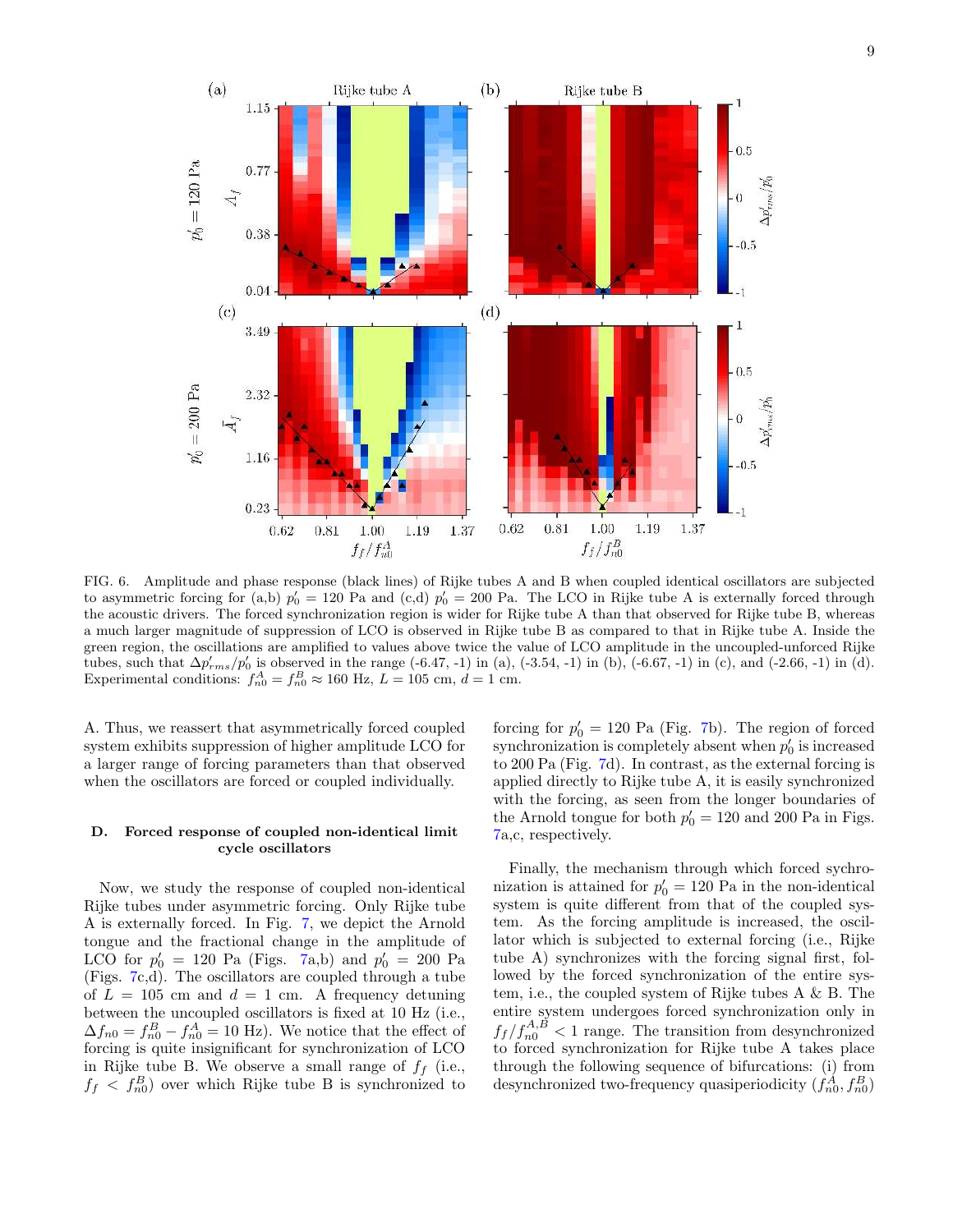FIG. 6. Amplitude and phase response (black lines) of Rijke tubes A and B when coupled identical oscillators are subjected to asymmetric forcing for (a,b) $p_0' = 120$ Pa and (c,d) $p_0' = 200$ Pa. The LCO in Rijke tube A is externally forced through the acoustic drivers. The forced synchronization region is wider for Rijke tube A than that observed for Rijke tube B, whereas a much larger magnitude of suppression of LCO is observed in Rijke tube B as compared to that in Rijke tube A. Inside the green region, the oscillations are amplified to values above twice the value of LCO amplitude in the uncoupled-unforced Rijke tubes, such that $\Delta p'_{rms}/p'_0$ is observed in the range (-6.47, -1) in (a), (-3.54, -1) in (b), (-6.67, -1) in (c), and (-2.66, -1) in (d). Experimental conditions: $f_{n0}^A = f_{n0}^B \approx 160$ Hz, $L = 105$ cm, $d = 1$ cm.

A. Thus, we reassert that asymmetrically forced coupled system exhibits suppression of higher amplitude LCO for a larger range of forcing parameters than that observed when the oscillators are forced or coupled individually.

### D. Forced response of coupled non-identical limit cycle oscillators

Now, we study the response of coupled non-identical Rijke tubes under asymmetric forcing. Only Rijke tube A is externally forced. In Fig. 7, we depict the Arnold tongue and the fractional change in the amplitude of LCO for $p_0' = 120$ Pa (Figs. 7a,b) and $p_0' = 200$ Pa (Figs. 7c,d). The oscillators are coupled through a tube of $L = 105$ cm and $d = 1$ cm. A frequency detuning between the uncoupled oscillators is fixed at 10 Hz (i.e., $\Delta f_{n0} = f_{n0}^B - f_{n0}^A = 10$ Hz). We notice that the effect of forcing is quite insignificant for synchronization of LCO in Rijke tube B. We observe a small range of $f_f$ (i.e., $f_f < f_{n0}^B$) over which Rijke tube B is synchronized to forcing for $p_0' = 120$ Pa (Fig. 7b). The region of forced synchronization is completely absent when $p_0'$ is increased to 200 Pa (Fig. 7d). In contrast, as the external forcing is applied directly to Rijke tube A, it is easily synchronized with the forcing, as seen from the longer boundaries of the Arnold tongue for both $p_0' = 120$ and 200 Pa in Figs. 7a,c, respectively.

Finally, the mechanism through which forced sychronization is attained for $p_0' = 120$ Pa in the non-identical system is quite different from that of the coupled system. As the forcing amplitude is increased, the oscillator which is subjected to external forcing (i.e., Rijke tube A) synchronizes with the forcing signal first, followed by the forced synchronization of the entire system, i.e., the coupled system of Rijke tubes A & B. The entire system undergoes forced synchronization only in $f_f/f_{n0}^{A,B} < 1$ range. The transition from desynchronized to forced synchronization for Rijke tube A takes place through the following sequence of bifurcations: (i) from desynchronized two-frequency quasiperiodicity $(f_{n0}^A, f_{n0}^B)$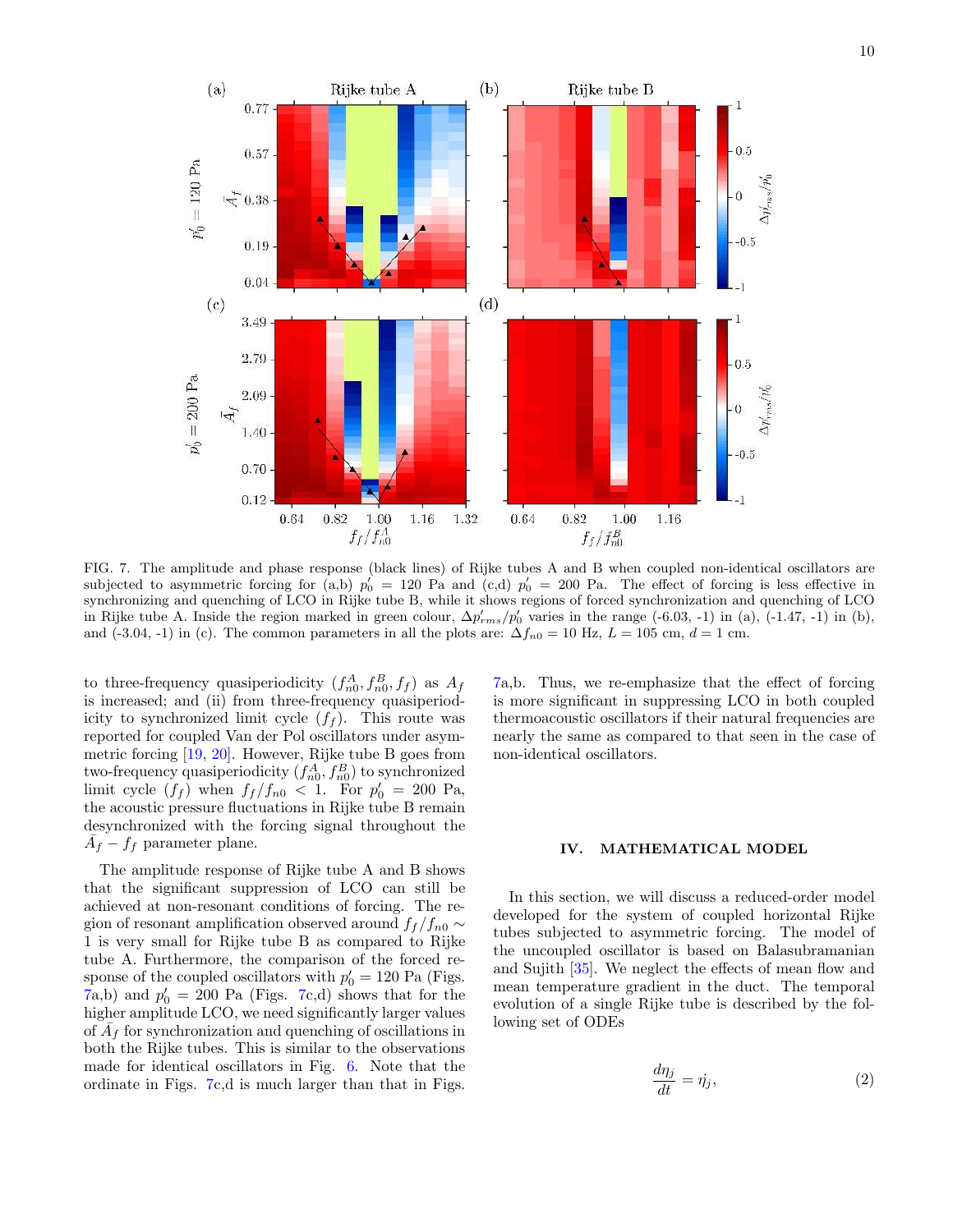FIG. 7. The amplitude and phase response (black lines) of Rijke tubes A and B when coupled non-identical oscillators are subjected to asymmetric forcing for (a,b) $p_0' = 120$ Pa and (c,d) $p_0' = 200$ Pa. The effect of forcing is less effective in synchronizing and quenching of LCO in Rijke tube B, while it shows regions of forced synchronization and quenching of LCO in Rijke tube A. Inside the region marked in green colour, $\Delta p_{rms}'/p_0'$ varies in the range (-6.03, -1) in (a), (-1.47, -1) in (b), and (-3.04, -1) in (c). The common parameters in all the plots are: $\Delta f_{n0} = 10$ Hz, $L = 105$ cm, $d = 1$ cm.

to three-frequency quasiperiodicity ($f_{n0}^A, f_{n0}^B, f_f$) as $A_f$ is increased; and (ii) from three-frequency quasiperiodicity to synchronized limit cycle ($f_f$). This route was reported for coupled Van der Pol oscillators under asymmetric forcing [19, 20]. However, Rijke tube B goes from two-frequency quasiperiodicity ($f_{n0}^A, f_{n0}^B$) to synchronized limit cycle ($f_f$) when $f_f/f_{n0} < 1$. For $p_0' = 200$ Pa, the acoustic pressure fluctuations in Rijke tube B remain desynchronized with the forcing signal throughout the $\bar{A}_f - f_f$ parameter plane.

The amplitude response of Rijke tube A and B shows that the significant suppression of LCO can still be achieved at non-resonant conditions of forcing. The region of resonant amplification observed around $f_f/f_{n0} \sim 1$ is very small for Rijke tube B as compared to Rijke tube A. Furthermore, the comparison of the forced response of the coupled oscillators with $p_0' = 120$ Pa (Figs. 7a,b) and $p_0' = 200$ Pa (Figs. 7c,d) shows that for the higher amplitude LCO, we need significantly larger values of $\bar{A}_f$ for synchronization and quenching of oscillations in both the Rijke tubes. This is similar to the observations made for identical oscillators in Fig. 6. Note that the ordinate in Figs. 7c,d is much larger than that in Figs. 7a,b. Thus, we re-emphasize that the effect of forcing is more significant in suppressing LCO in both coupled thermoacoustic oscillators if their natural frequencies are nearly the same as compared to that seen in the case of non-identical oscillators.

## IV. MATHEMATICAL MODEL

In this section, we will discuss a reduced-order model developed for the system of coupled horizontal Rijke tubes subjected to asymmetric forcing. The model of the uncoupled oscillator is based on Balasubramanian and Sujith [35]. We neglect the effects of mean flow and mean temperature gradient in the duct. The temporal evolution of a single Rijke tube is described by the following set of ODEs

$$\frac{d\eta_j}{dt} = \dot{\eta}_j, \tag{2}$$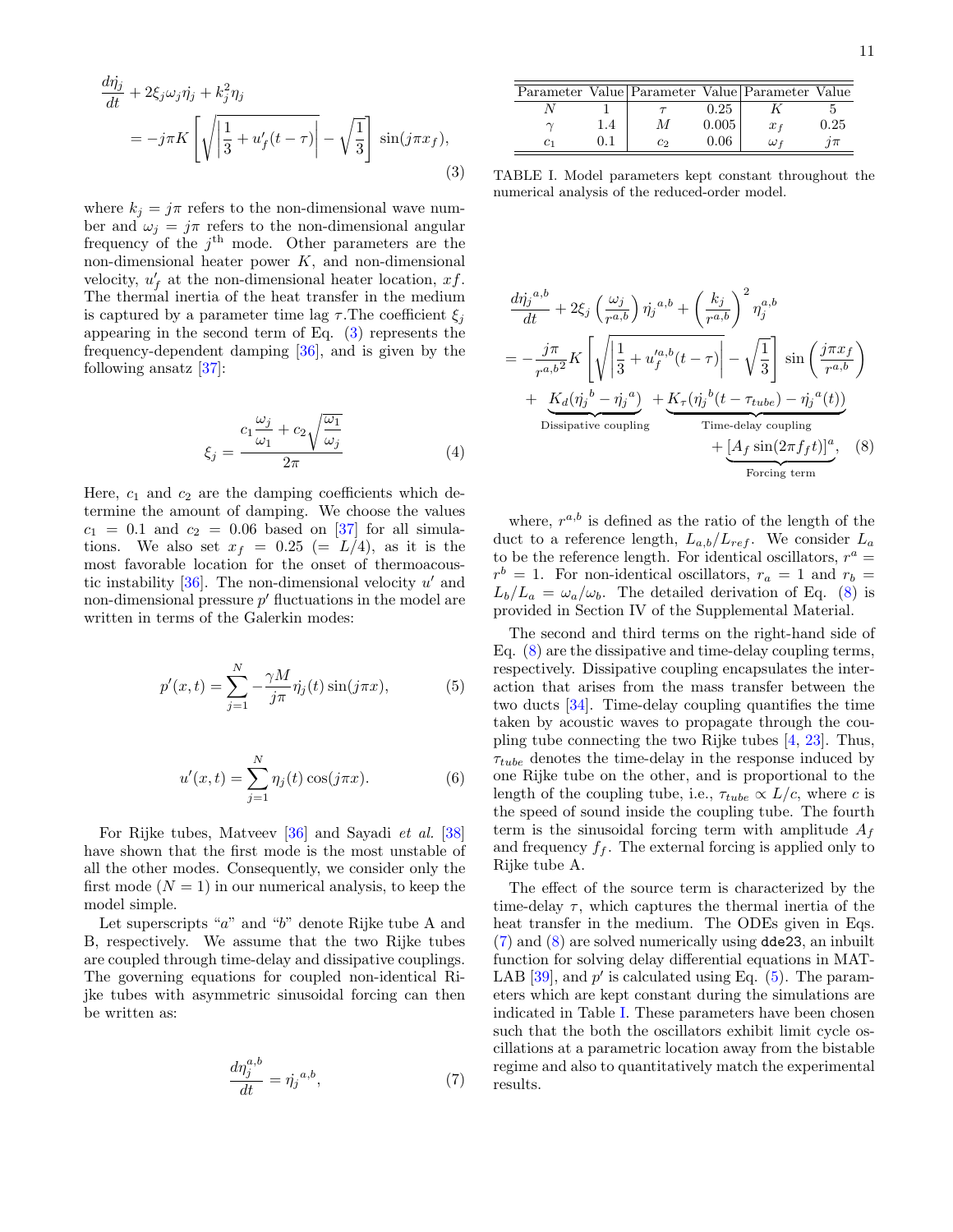$$
\frac{d\dot{\eta}_j}{dt} + 2\xi_j\omega_j\dot{\eta}_j + k_j^2\eta_j = -j\pi K\left[\sqrt{\left|\frac{1}{3} + u'_f(t-\tau)\right|} - \sqrt{\frac{1}{3}}\right]\sin(j\pi x_f), \tag{3}
$$

where $k_j = j\pi$ refers to the non-dimensional wave number and $\omega_j = j\pi$ refers to the non-dimensional angular frequency of the $j^{\text{th}}$ mode. Other parameters are the non-dimensional heater power $K$, and non-dimensional velocity, $u'_f$ at the non-dimensional heater location, $xf$. The thermal inertia of the heat transfer in the medium is captured by a parameter time lag $\tau$.The coefficient $\xi_j$ appearing in the second term of Eq. (3) represents the frequency-dependent damping [36], and is given by the following ansatz [37]:

$$
\xi_j = \frac{c_1\dfrac{\omega_j}{\omega_1} + c_2\sqrt{\dfrac{\omega_1}{\omega_j}}}{2\pi} \tag{4}
$$

Here, $c_1$ and $c_2$ are the damping coefficients which determine the amount of damping. We choose the values $c_1 = 0.1$ and $c_2 = 0.06$ based on [37] for all simulations. We also set $x_f = 0.25$ $(= L/4)$, as it is the most favorable location for the onset of thermoacoustic instability [36]. The non-dimensional velocity $u'$ and non-dimensional pressure $p'$ fluctuations in the model are written in terms of the Galerkin modes:

$$
p'(x,t) = \sum_{j=1}^{N} -\frac{\gamma M}{j\pi}\dot{\eta}_j(t)\sin(j\pi x), \tag{5}
$$

$$
u'(x,t) = \sum_{j=1}^{N} \eta_j(t)\cos(j\pi x). \tag{6}
$$

For Rijke tubes, Matveev [36] and Sayadi *et al.* [38] have shown that the first mode is the most unstable of all the other modes. Consequently, we consider only the first mode ($N = 1$) in our numerical analysis, to keep the model simple.

Let superscripts "$a$" and "$b$" denote Rijke tube A and B, respectively. We assume that the two Rijke tubes are coupled through time-delay and dissipative couplings. The governing equations for coupled non-identical Rijke tubes with asymmetric sinusoidal forcing can then be written as:

$$
\frac{d\eta_j^{a,b}}{dt} = \dot{\eta}_j^{\,a,b}, \tag{7}
$$

| Parameter | Value | Parameter | Value | Parameter | Value |
|---|---|---|---|---|---|
| $N$ | 1 | $\tau$ | 0.25 | $K$ | 5 |
| $\gamma$ | 1.4 | $M$ | 0.005 | $x_f$ | 0.25 |
| $c_1$ | 0.1 | $c_2$ | 0.06 | $\omega_f$ | $j\pi$ |

TABLE I. Model parameters kept constant throughout the numerical analysis of the reduced-order model.

$$
\begin{aligned}
&\frac{d\dot{\eta}_j^{\,a,b}}{dt} + 2\xi_j\left(\frac{\omega_j}{r^{a,b}}\right)\dot{\eta}_j^{\,a,b} + \left(\frac{k_j}{r^{a,b}}\right)^2\eta_j^{a,b} \\
&= -\frac{j\pi}{{r^{a,b}}^2}K\left[\sqrt{\left|\frac{1}{3} + u_f'^{a,b}(t-\tau)\right|} - \sqrt{\frac{1}{3}}\right]\sin\left(\frac{j\pi x_f}{r^{a,b}}\right) \\
&\quad + \underbrace{K_d(\dot{\eta}_j^{\,b} - \dot{\eta}_j^{\,a})}_{\text{Dissipative coupling}} + \underbrace{K_\tau(\dot{\eta}_j^{\,b}(t-\tau_{tube}) - \dot{\eta}_j^{\,a}(t))}_{\text{Time-delay coupling}} \\
&\quad + \underbrace{[A_f\sin(2\pi f_f t)]^a}_{\text{Forcing term}},
\end{aligned} \tag{8}
$$

where, $r^{a,b}$ is defined as the ratio of the length of the duct to a reference length, $L_{a,b}/L_{ref}$. We consider $L_a$ to be the reference length. For identical oscillators, $r^a = r^b = 1$. For non-identical oscillators, $r_a = 1$ and $r_b = L_b/L_a = \omega_a/\omega_b$. The detailed derivation of Eq. (8) is provided in Section IV of the Supplemental Material.

The second and third terms on the right-hand side of Eq. (8) are the dissipative and time-delay coupling terms, respectively. Dissipative coupling encapsulates the interaction that arises from the mass transfer between the two ducts [34]. Time-delay coupling quantifies the time taken by acoustic waves to propagate through the coupling tube connecting the two Rijke tubes [4, 23]. Thus, $\tau_{tube}$ denotes the time-delay in the response induced by one Rijke tube on the other, and is proportional to the length of the coupling tube, i.e., $\tau_{tube} \propto L/c$, where $c$ is the speed of sound inside the coupling tube. The fourth term is the sinusoidal forcing term with amplitude $A_f$ and frequency $f_f$. The external forcing is applied only to Rijke tube A.

The effect of the source term is characterized by the time-delay $\tau$, which captures the thermal inertia of the heat transfer in the medium. The ODEs given in Eqs. (7) and (8) are solved numerically using `dde23`, an inbuilt function for solving delay differential equations in MATLAB [39], and $p'$ is calculated using Eq. (5). The parameters which are kept constant during the simulations are indicated in Table I. These parameters have been chosen such that the both the oscillators exhibit limit cycle oscillations at a parametric location away from the bistable regime and also to quantitatively match the experimental results.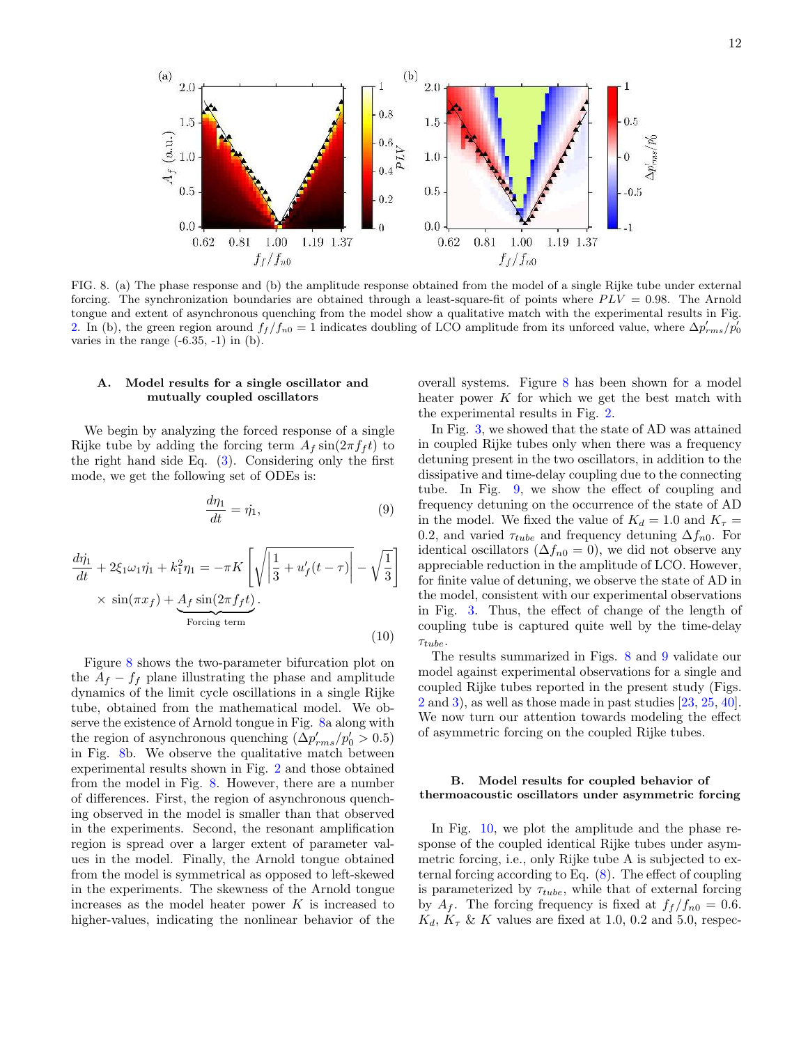FIG. 8. (a) The phase response and (b) the amplitude response obtained from the model of a single Rijke tube under external forcing. The synchronization boundaries are obtained through a least-square-fit of points where $PLV = 0.98$. The Arnold tongue and extent of asynchronous quenching from the model show a qualitative match with the experimental results in Fig. 2. In (b), the green region around $f_f/f_{n0} = 1$ indicates doubling of LCO amplitude from its unforced value, where $\Delta p'_{rms}/p'_0$ varies in the range (-6.35, -1) in (b).

### A. Model results for a single oscillator and mutually coupled oscillators

We begin by analyzing the forced response of a single Rijke tube by adding the forcing term $A_f \sin(2\pi f_f t)$ to the right hand side Eq. (3). Considering only the first mode, we get the following set of ODEs is:

$$\frac{d\eta_1}{dt} = \dot{\eta}_1, \tag{9}$$

$$\frac{d\dot{\eta}_1}{dt} + 2\xi_1\omega_1\dot{\eta}_1 + k_1^2\eta_1 = -\pi K\left[\sqrt{\left|\frac{1}{3} + u'_f(t-\tau)\right|} - \sqrt{\frac{1}{3}}\right] \times \sin(\pi x_f) + \underbrace{A_f \sin(2\pi f_f t)}_{\text{Forcing term}}. \tag{10}$$

Figure 8 shows the two-parameter bifurcation plot on the $A_f - f_f$ plane illustrating the phase and amplitude dynamics of the limit cycle oscillations in a single Rijke tube, obtained from the mathematical model. We observe the existence of Arnold tongue in Fig. 8a along with the region of asynchronous quenching ($\Delta p'_{rms}/p'_0 > 0.5$) in Fig. 8b. We observe the qualitative match between experimental results shown in Fig. 2 and those obtained from the model in Fig. 8. However, there are a number of differences. First, the region of asynchronous quenching observed in the model is smaller than that observed in the experiments. Second, the resonant amplification region is spread over a larger extent of parameter values in the model. Finally, the Arnold tongue obtained from the model is symmetrical as opposed to left-skewed in the experiments. The skewness of the Arnold tongue increases as the model heater power $K$ is increased to higher-values, indicating the nonlinear behavior of the overall systems. Figure 8 has been shown for a model heater power $K$ for which we get the best match with the experimental results in Fig. 2.

In Fig. 3, we showed that the state of AD was attained in coupled Rijke tubes only when there was a frequency detuning present in the two oscillators, in addition to the dissipative and time-delay coupling due to the connecting tube. In Fig. 9, we show the effect of coupling and frequency detuning on the occurrence of the state of AD in the model. We fixed the value of $K_d = 1.0$ and $K_\tau = 0.2$, and varied $\tau_{tube}$ and frequency detuning $\Delta f_{n0}$. For identical oscillators ($\Delta f_{n0} = 0$), we did not observe any appreciable reduction in the amplitude of LCO. However, for finite value of detuning, we observe the state of AD in the model, consistent with our experimental observations in Fig. 3. Thus, the effect of change of the length of coupling tube is captured quite well by the time-delay $\tau_{tube}$.

The results summarized in Figs. 8 and 9 validate our model against experimental observations for a single and coupled Rijke tubes reported in the present study (Figs. 2 and 3), as well as those made in past studies [23, 25, 40]. We now turn our attention towards modeling the effect of asymmetric forcing on the coupled Rijke tubes.

### B. Model results for coupled behavior of thermoacoustic oscillators under asymmetric forcing

In Fig. 10, we plot the amplitude and the phase response of the coupled identical Rijke tubes under asymmetric forcing, i.e., only Rijke tube A is subjected to external forcing according to Eq. (8). The effect of coupling is parameterized by $\tau_{tube}$, while that of external forcing by $A_f$. The forcing frequency is fixed at $f_f/f_{n0} = 0.6$. $K_d$, $K_\tau$ & $K$ values are fixed at 1.0, 0.2 and 5.0, respec-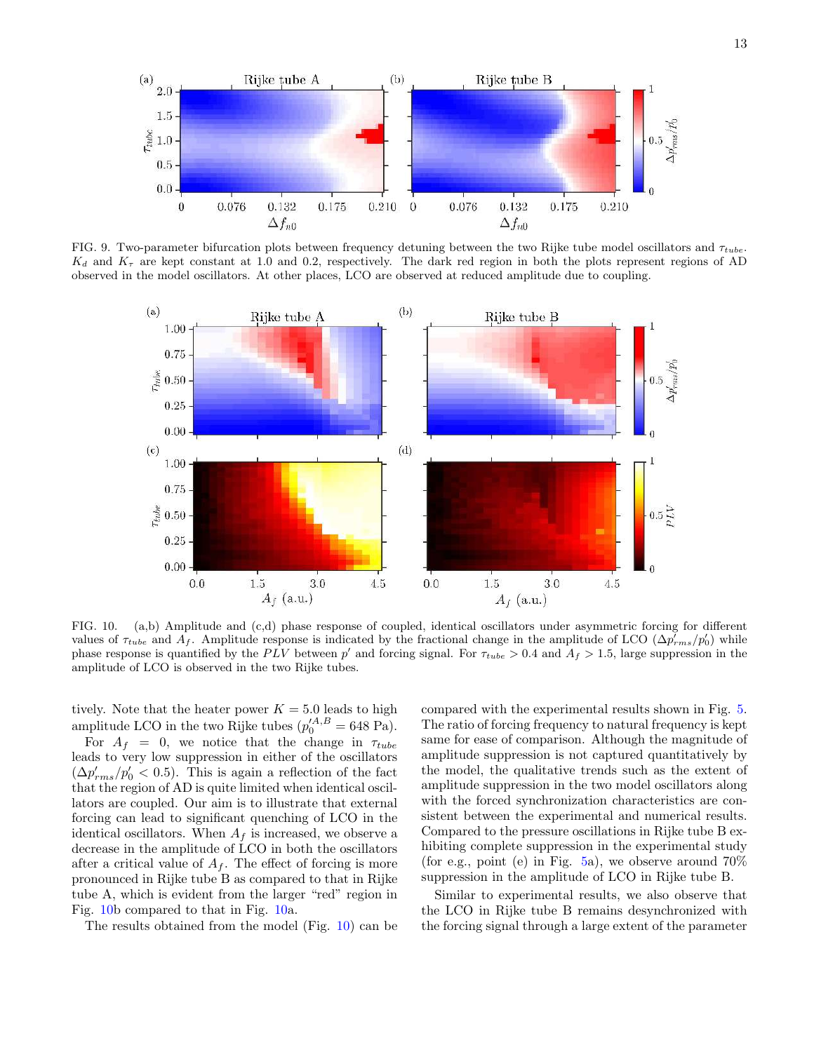FIG. 9. Two-parameter bifurcation plots between frequency detuning between the two Rijke tube model oscillators and $\tau_{tube}$. $K_d$ and $K_\tau$ are kept constant at 1.0 and 0.2, respectively. The dark red region in both the plots represent regions of AD observed in the model oscillators. At other places, LCO are observed at reduced amplitude due to coupling.

FIG. 10. (a,b) Amplitude and (c,d) phase response of coupled, identical oscillators under asymmetric forcing for different values of $\tau_{tube}$ and $A_f$. Amplitude response is indicated by the fractional change in the amplitude of LCO ($\Delta p'_{rms}/p'_0$) while phase response is quantified by the $PLV$ between $p'$ and forcing signal. For $\tau_{tube} > 0.4$ and $A_f > 1.5$, large suppression in the amplitude of LCO is observed in the two Rijke tubes.

tively. Note that the heater power $K = 5.0$ leads to high amplitude LCO in the two Rijke tubes ($p_0'^{A,B} = 648$ Pa).

For $A_f = 0$, we notice that the change in $\tau_{tube}$ leads to very low suppression in either of the oscillators ($\Delta p'_{rms}/p'_0 < 0.5$). This is again a reflection of the fact that the region of AD is quite limited when identical oscillators are coupled. Our aim is to illustrate that external forcing can lead to significant quenching of LCO in the identical oscillators. When $A_f$ is increased, we observe a decrease in the amplitude of LCO in both the oscillators after a critical value of $A_f$. The effect of forcing is more pronounced in Rijke tube B as compared to that in Rijke tube A, which is evident from the larger "red" region in Fig. 10b compared to that in Fig. 10a.

The results obtained from the model (Fig. 10) can be compared with the experimental results shown in Fig. 5. The ratio of forcing frequency to natural frequency is kept same for ease of comparison. Although the magnitude of amplitude suppression is not captured quantitatively by the model, the qualitative trends such as the extent of amplitude suppression in the two model oscillators along with the forced synchronization characteristics are consistent between the experimental and numerical results. Compared to the pressure oscillations in Rijke tube B exhibiting complete suppression in the experimental study (for e.g., point (e) in Fig. 5a), we observe around 70% suppression in the amplitude of LCO in Rijke tube B.

Similar to experimental results, we also observe that the LCO in Rijke tube B remains desynchronized with the forcing signal through a large extent of the parameter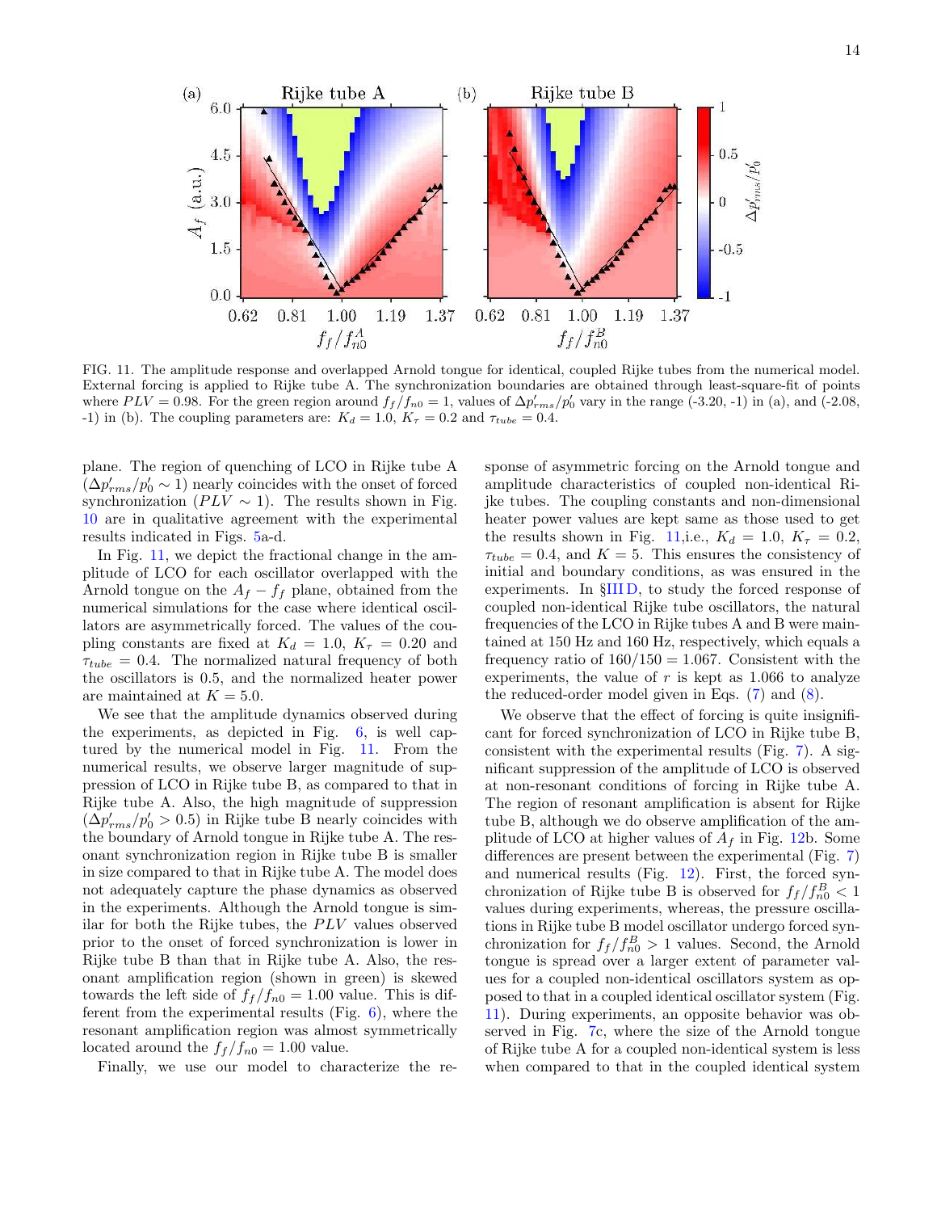FIG. 11. The amplitude response and overlapped Arnold tongue for identical, coupled Rijke tubes from the numerical model. External forcing is applied to Rijke tube A. The synchronization boundaries are obtained through least-square-fit of points where $PLV = 0.98$. For the green region around $f_f/f_{n0} = 1$, values of $\Delta p'_{rms}/p'_0$ vary in the range (-3.20, -1) in (a), and (-2.08, -1) in (b). The coupling parameters are: $K_d = 1.0$, $K_\tau = 0.2$ and $\tau_{tube} = 0.4$.

plane. The region of quenching of LCO in Rijke tube A ($\Delta p'_{rms}/p'_0 \sim 1$) nearly coincides with the onset of forced synchronization ($PLV \sim 1$). The results shown in Fig. 10 are in qualitative agreement with the experimental results indicated in Figs. 5a-d.

In Fig. 11, we depict the fractional change in the amplitude of LCO for each oscillator overlapped with the Arnold tongue on the $A_f - f_f$ plane, obtained from the numerical simulations for the case where identical oscillators are asymmetrically forced. The values of the coupling constants are fixed at $K_d = 1.0$, $K_\tau = 0.20$ and $\tau_{tube} = 0.4$. The normalized natural frequency of both the oscillators is 0.5, and the normalized heater power are maintained at $K = 5.0$.

We see that the amplitude dynamics observed during the experiments, as depicted in Fig. 6, is well captured by the numerical model in Fig. 11. From the numerical results, we observe larger magnitude of suppression of LCO in Rijke tube B, as compared to that in Rijke tube A. Also, the high magnitude of suppression ($\Delta p'_{rms}/p'_0 > 0.5$) in Rijke tube B nearly coincides with the boundary of Arnold tongue in Rijke tube A. The resonant synchronization region in Rijke tube B is smaller in size compared to that in Rijke tube A. The model does not adequately capture the phase dynamics as observed in the experiments. Although the Arnold tongue is similar for both the Rijke tubes, the $PLV$ values observed prior to the onset of forced synchronization is lower in Rijke tube B than that in Rijke tube A. Also, the resonant amplification region (shown in green) is skewed towards the left side of $f_f/f_{n0} = 1.00$ value. This is different from the experimental results (Fig. 6), where the resonant amplification region was almost symmetrically located around the $f_f/f_{n0} = 1.00$ value.

Finally, we use our model to characterize the response of asymmetric forcing on the Arnold tongue and amplitude characteristics of coupled non-identical Rijke tubes. The coupling constants and non-dimensional heater power values are kept same as those used to get the results shown in Fig. 11,i.e., $K_d = 1.0$, $K_\tau = 0.2$, $\tau_{tube} = 0.4$, and $K = 5$. This ensures the consistency of initial and boundary conditions, as was ensured in the experiments. In §III D, to study the forced response of coupled non-identical Rijke tube oscillators, the natural frequencies of the LCO in Rijke tubes A and B were maintained at 150 Hz and 160 Hz, respectively, which equals a frequency ratio of $160/150 = 1.067$. Consistent with the experiments, the value of $r$ is kept as 1.066 to analyze the reduced-order model given in Eqs. (7) and (8).

We observe that the effect of forcing is quite insignificant for forced synchronization of LCO in Rijke tube B, consistent with the experimental results (Fig. 7). A significant suppression of the amplitude of LCO is observed at non-resonant conditions of forcing in Rijke tube A. The region of resonant amplification is absent for Rijke tube B, although we do observe amplification of the amplitude of LCO at higher values of $A_f$ in Fig. 12b. Some differences are present between the experimental (Fig. 7) and numerical results (Fig. 12). First, the forced synchronization of Rijke tube B is observed for $f_f/f^B_{n0} < 1$ values during experiments, whereas, the pressure oscillations in Rijke tube B model oscillator undergo forced synchronization for $f_f/f^B_{n0} > 1$ values. Second, the Arnold tongue is spread over a larger extent of parameter values for a coupled non-identical oscillators system as opposed to that in a coupled identical oscillator system (Fig. 11). During experiments, an opposite behavior was observed in Fig. 7c, where the size of the Arnold tongue of Rijke tube A for a coupled non-identical system is less when compared to that in the coupled identical system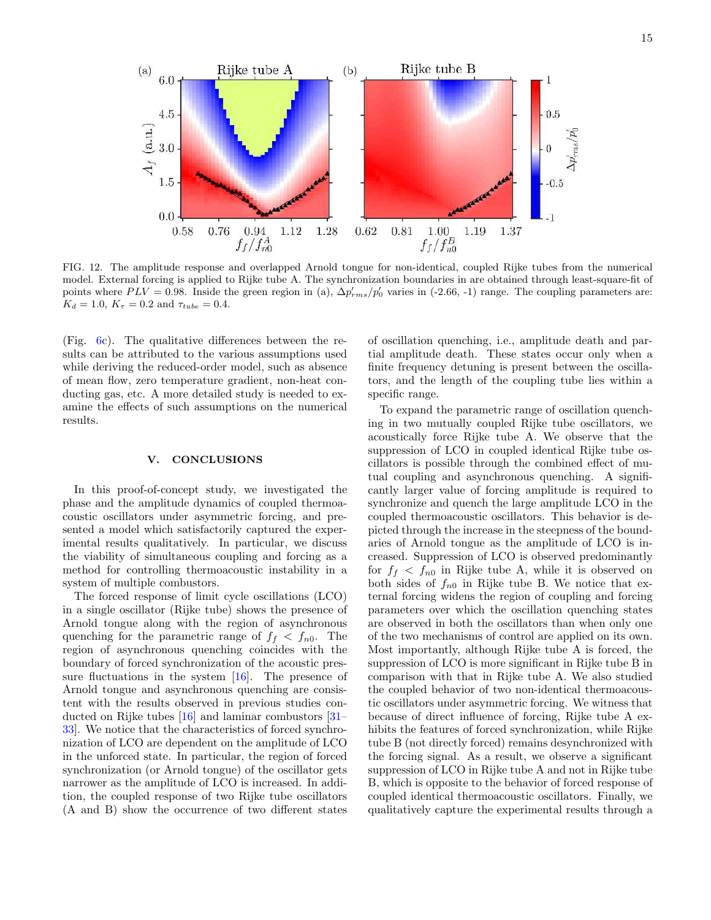FIG. 12. The amplitude response and overlapped Arnold tongue for non-identical, coupled Rijke tubes from the numerical model. External forcing is applied to Rijke tube A. The synchronization boundaries in are obtained through least-square-fit of points where $PLV = 0.98$. Inside the green region in (a), $\Delta p'_{rms}/p'_0$ varies in (-2.66, -1) range. The coupling parameters are: $K_d = 1.0$, $K_\tau = 0.2$ and $\tau_{tube} = 0.4$.

(Fig. 6c). The qualitative differences between the results can be attributed to the various assumptions used while deriving the reduced-order model, such as absence of mean flow, zero temperature gradient, non-heat conducting gas, etc. A more detailed study is needed to examine the effects of such assumptions on the numerical results.

## V. CONCLUSIONS

In this proof-of-concept study, we investigated the phase and the amplitude dynamics of coupled thermoacoustic oscillators under asymmetric forcing, and presented a model which satisfactorily captured the experimental results qualitatively. In particular, we discuss the viability of simultaneous coupling and forcing as a method for controlling thermoacoustic instability in a system of multiple combustors.

The forced response of limit cycle oscillations (LCO) in a single oscillator (Rijke tube) shows the presence of Arnold tongue along with the region of asynchronous quenching for the parametric range of $f_f < f_{n0}$. The region of asynchronous quenching coincides with the boundary of forced synchronization of the acoustic pressure fluctuations in the system [16]. The presence of Arnold tongue and asynchronous quenching are consistent with the results observed in previous studies conducted on Rijke tubes [16] and laminar combustors [31–33]. We notice that the characteristics of forced synchronization of LCO are dependent on the amplitude of LCO in the unforced state. In particular, the region of forced synchronization (or Arnold tongue) of the oscillator gets narrower as the amplitude of LCO is increased. In addition, the coupled response of two Rijke tube oscillators (A and B) show the occurrence of two different states of oscillation quenching, i.e., amplitude death and partial amplitude death. These states occur only when a finite frequency detuning is present between the oscillators, and the length of the coupling tube lies within a specific range.

To expand the parametric range of oscillation quenching in two mutually coupled Rijke tube oscillators, we acoustically force Rijke tube A. We observe that the suppression of LCO in coupled identical Rijke tube oscillators is possible through the combined effect of mutual coupling and asynchronous quenching. A significantly larger value of forcing amplitude is required to synchronize and quench the large amplitude LCO in the coupled thermoacoustic oscillators. This behavior is depicted through the increase in the steepness of the boundaries of Arnold tongue as the amplitude of LCO is increased. Suppression of LCO is observed predominantly for $f_f < f_{n0}$ in Rijke tube A, while it is observed on both sides of $f_{n0}$ in Rijke tube B. We notice that external forcing widens the region of coupling and forcing parameters over which the oscillation quenching states are observed in both the oscillators than when only one of the two mechanisms of control are applied on its own. Most importantly, although Rijke tube A is forced, the suppression of LCO is more significant in Rijke tube B in comparison with that in Rijke tube A. We also studied the coupled behavior of two non-identical thermoacoustic oscillators under asymmetric forcing. We witness that because of direct influence of forcing, Rijke tube A exhibits the features of forced synchronization, while Rijke tube B (not directly forced) remains desynchronized with the forcing signal. As a result, we observe a significant suppression of LCO in Rijke tube A and not in Rijke tube B, which is opposite to the behavior of forced response of coupled identical thermoacoustic oscillators. Finally, we qualitatively capture the experimental results through a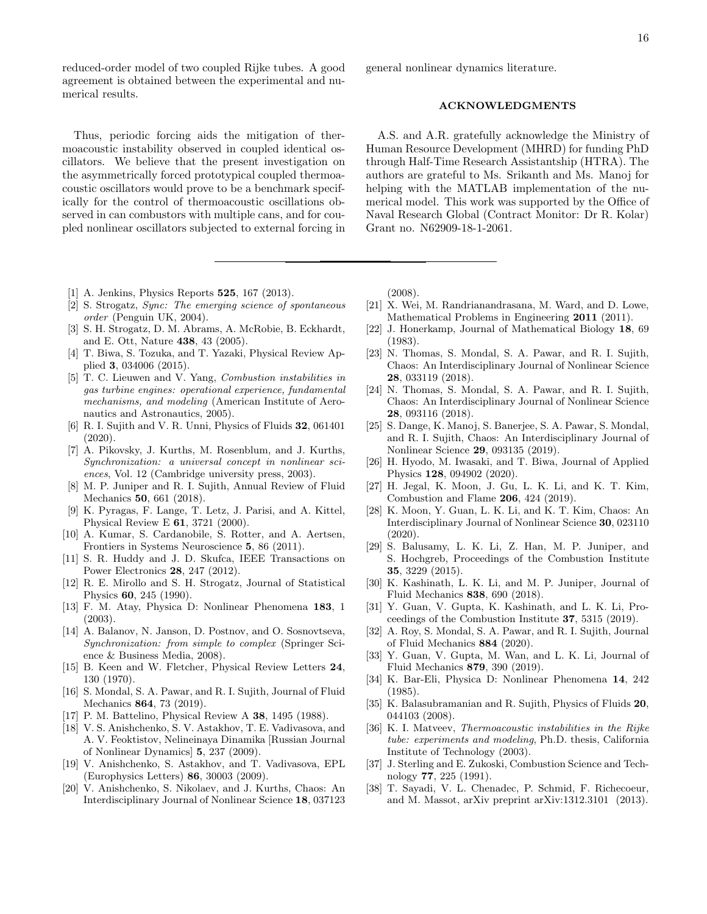reduced-order model of two coupled Rijke tubes. A good agreement is obtained between the experimental and numerical results.

Thus, periodic forcing aids the mitigation of thermoacoustic instability observed in coupled identical oscillators. We believe that the present investigation on the asymmetrically forced prototypical coupled thermoacoustic oscillators would prove to be a benchmark specifically for the control of thermoacoustic oscillations observed in can combustors with multiple cans, and for coupled nonlinear oscillators subjected to external forcing in general nonlinear dynamics literature.

## ACKNOWLEDGMENTS

A.S. and A.R. gratefully acknowledge the Ministry of Human Resource Development (MHRD) for funding PhD through Half-Time Research Assistantship (HTRA). The authors are grateful to Ms. Srikanth and Ms. Manoj for helping with the MATLAB implementation of the numerical model. This work was supported by the Office of Naval Research Global (Contract Monitor: Dr R. Kolar) Grant no. N62909-18-1-2061.

---

[1] A. Jenkins, Physics Reports **525**, 167 (2013).

[2] S. Strogatz, *Sync: The emerging science of spontaneous order* (Penguin UK, 2004).

[3] S. H. Strogatz, D. M. Abrams, A. McRobie, B. Eckhardt, and E. Ott, Nature **438**, 43 (2005).

[4] T. Biwa, S. Tozuka, and T. Yazaki, Physical Review Applied **3**, 034006 (2015).

[5] T. C. Lieuwen and V. Yang, *Combustion instabilities in gas turbine engines: operational experience, fundamental mechanisms, and modeling* (American Institute of Aeronautics and Astronautics, 2005).

[6] R. I. Sujith and V. R. Unni, Physics of Fluids **32**, 061401 (2020).

[7] A. Pikovsky, J. Kurths, M. Rosenblum, and J. Kurths, *Synchronization: a universal concept in nonlinear sciences*, Vol. 12 (Cambridge university press, 2003).

[8] M. P. Juniper and R. I. Sujith, Annual Review of Fluid Mechanics **50**, 661 (2018).

[9] K. Pyragas, F. Lange, T. Letz, J. Parisi, and A. Kittel, Physical Review E **61**, 3721 (2000).

[10] A. Kumar, S. Cardanobile, S. Rotter, and A. Aertsen, Frontiers in Systems Neuroscience **5**, 86 (2011).

[11] S. R. Huddy and J. D. Skufca, IEEE Transactions on Power Electronics **28**, 247 (2012).

[12] R. E. Mirollo and S. H. Strogatz, Journal of Statistical Physics **60**, 245 (1990).

[13] F. M. Atay, Physica D: Nonlinear Phenomena **183**, 1 (2003).

[14] A. Balanov, N. Janson, D. Postnov, and O. Sosnovtseva, *Synchronization: from simple to complex* (Springer Science & Business Media, 2008).

[15] B. Keen and W. Fletcher, Physical Review Letters **24**, 130 (1970).

[16] S. Mondal, S. A. Pawar, and R. I. Sujith, Journal of Fluid Mechanics **864**, 73 (2019).

[17] P. M. Battelino, Physical Review A **38**, 1495 (1988).

[18] V. S. Anishchenko, S. V. Astakhov, T. E. Vadivasova, and A. V. Feoktistov, Nelineinaya Dinamika [Russian Journal of Nonlinear Dynamics] **5**, 237 (2009).

[19] V. Anishchenko, S. Astakhov, and T. Vadivasova, EPL (Europhysics Letters) **86**, 30003 (2009).

[20] V. Anishchenko, S. Nikolaev, and J. Kurths, Chaos: An Interdisciplinary Journal of Nonlinear Science **18**, 037123 (2008).

[21] X. Wei, M. Randrianandrasana, M. Ward, and D. Lowe, Mathematical Problems in Engineering **2011** (2011).

[22] J. Honerkamp, Journal of Mathematical Biology **18**, 69 (1983).

[23] N. Thomas, S. Mondal, S. A. Pawar, and R. I. Sujith, Chaos: An Interdisciplinary Journal of Nonlinear Science **28**, 033119 (2018).

[24] N. Thomas, S. Mondal, S. A. Pawar, and R. I. Sujith, Chaos: An Interdisciplinary Journal of Nonlinear Science **28**, 093116 (2018).

[25] S. Dange, K. Manoj, S. Banerjee, S. A. Pawar, S. Mondal, and R. I. Sujith, Chaos: An Interdisciplinary Journal of Nonlinear Science **29**, 093135 (2019).

[26] H. Hyodo, M. Iwasaki, and T. Biwa, Journal of Applied Physics **128**, 094902 (2020).

[27] H. Jegal, K. Moon, J. Gu, L. K. Li, and K. T. Kim, Combustion and Flame **206**, 424 (2019).

[28] K. Moon, Y. Guan, L. K. Li, and K. T. Kim, Chaos: An Interdisciplinary Journal of Nonlinear Science **30**, 023110 (2020).

[29] S. Balusamy, L. K. Li, Z. Han, M. P. Juniper, and S. Hochgreb, Proceedings of the Combustion Institute **35**, 3229 (2015).

[30] K. Kashinath, L. K. Li, and M. P. Juniper, Journal of Fluid Mechanics **838**, 690 (2018).

[31] Y. Guan, V. Gupta, K. Kashinath, and L. K. Li, Proceedings of the Combustion Institute **37**, 5315 (2019).

[32] A. Roy, S. Mondal, S. A. Pawar, and R. I. Sujith, Journal of Fluid Mechanics **884** (2020).

[33] Y. Guan, V. Gupta, M. Wan, and L. K. Li, Journal of Fluid Mechanics **879**, 390 (2019).

[34] K. Bar-Eli, Physica D: Nonlinear Phenomena **14**, 242 (1985).

[35] K. Balasubramanian and R. Sujith, Physics of Fluids **20**, 044103 (2008).

[36] K. I. Matveev, *Thermoacoustic instabilities in the Rijke tube: experiments and modeling*, Ph.D. thesis, California Institute of Technology (2003).

[37] J. Sterling and E. Zukoski, Combustion Science and Technology **77**, 225 (1991).

[38] T. Sayadi, V. L. Chenadec, P. Schmid, F. Richecoeur, and M. Massot, arXiv preprint arXiv:1312.3101 (2013).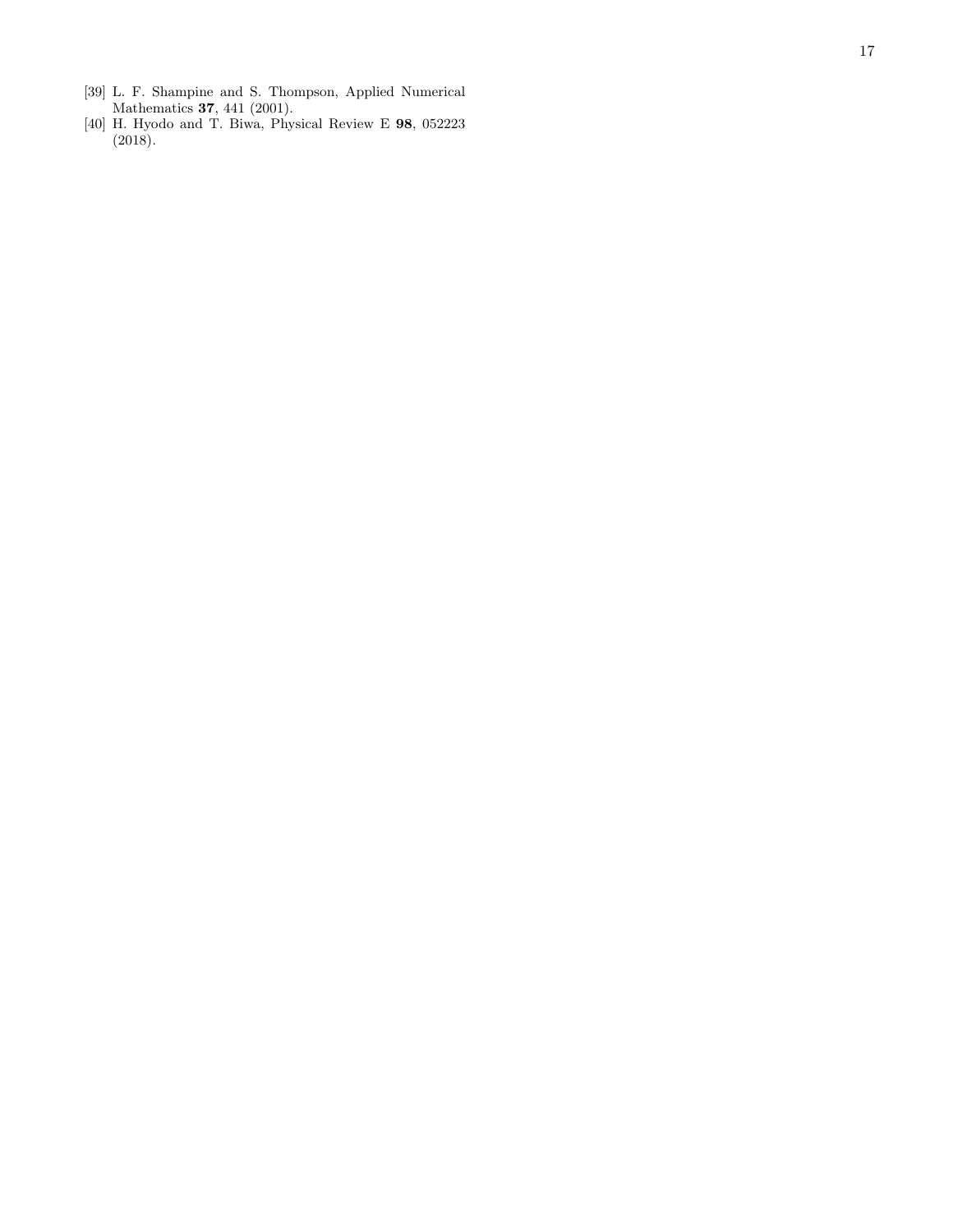[39] L. F. Shampine and S. Thompson, Applied Numerical Mathematics **37**, 441 (2001).

[40] H. Hyodo and T. Biwa, Physical Review E **98**, 052223 (2018).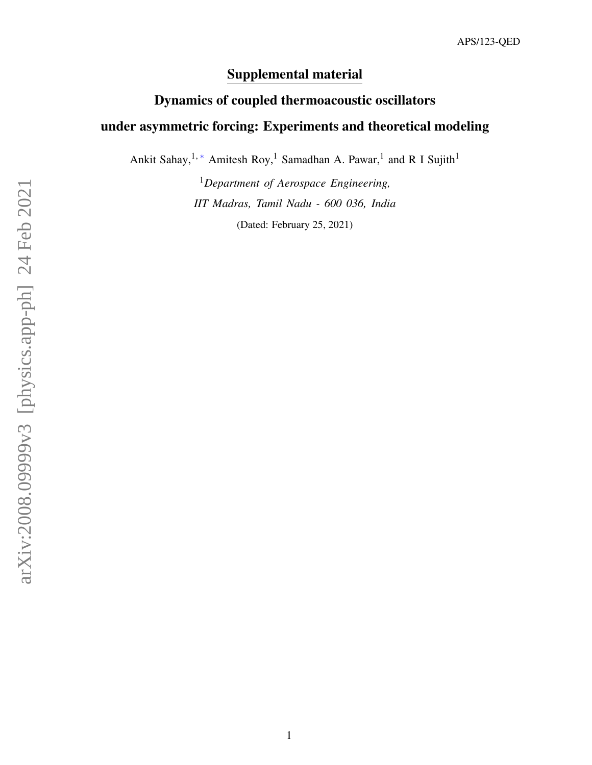# Supplemental material

## Dynamics of coupled thermoacoustic oscillators under asymmetric forcing: Experiments and theoretical modeling

Ankit Sahay,[1,*] Amitesh Roy,[1] Samadhan A. Pawar,[1] and R I Sujith[1]

[1]*Department of Aerospace Engineering, IIT Madras, Tamil Nadu - 600 036, India*

(Dated: February 25, 2021)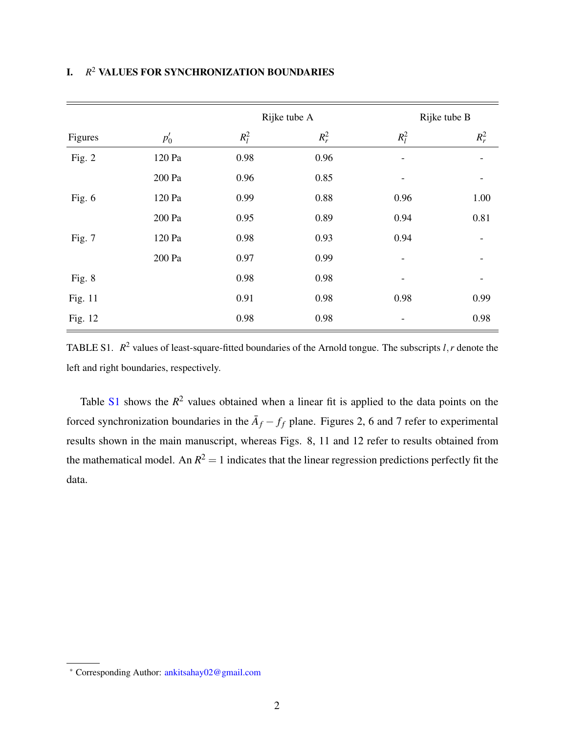## I. $R^2$ VALUES FOR SYNCHRONIZATION BOUNDARIES

| | | Rijke tube A | | Rijke tube B | |
|---|---|---|---|---|---|
| Figures | $p'_0$ | $R_l^2$ | $R_r^2$ | $R_l^2$ | $R_r^2$ |
| Fig. 2 | 120 Pa | 0.98 | 0.96 | - | - |
| | 200 Pa | 0.96 | 0.85 | - | - |
| Fig. 6 | 120 Pa | 0.99 | 0.88 | 0.96 | 1.00 |
| | 200 Pa | 0.95 | 0.89 | 0.94 | 0.81 |
| Fig. 7 | 120 Pa | 0.98 | 0.93 | 0.94 | - |
| | 200 Pa | 0.97 | 0.99 | - | - |
| Fig. 8 | | 0.98 | 0.98 | - | - |
| Fig. 11 | | 0.91 | 0.98 | 0.98 | 0.99 |
| Fig. 12 | | 0.98 | 0.98 | - | 0.98 |

TABLE S1. $R^2$ values of least-square-fitted boundaries of the Arnold tongue. The subscripts $l, r$ denote the left and right boundaries, respectively.

Table S1 shows the $R^2$ values obtained when a linear fit is applied to the data points on the forced synchronization boundaries in the $\bar{A}_f - f_f$ plane. Figures 2, 6 and 7 refer to experimental results shown in the main manuscript, whereas Figs. 8, 11 and 12 refer to results obtained from the mathematical model. An $R^2 = 1$ indicates that the linear regression predictions perfectly fit the data.

* Corresponding Author: ankitsahay02@gmail.com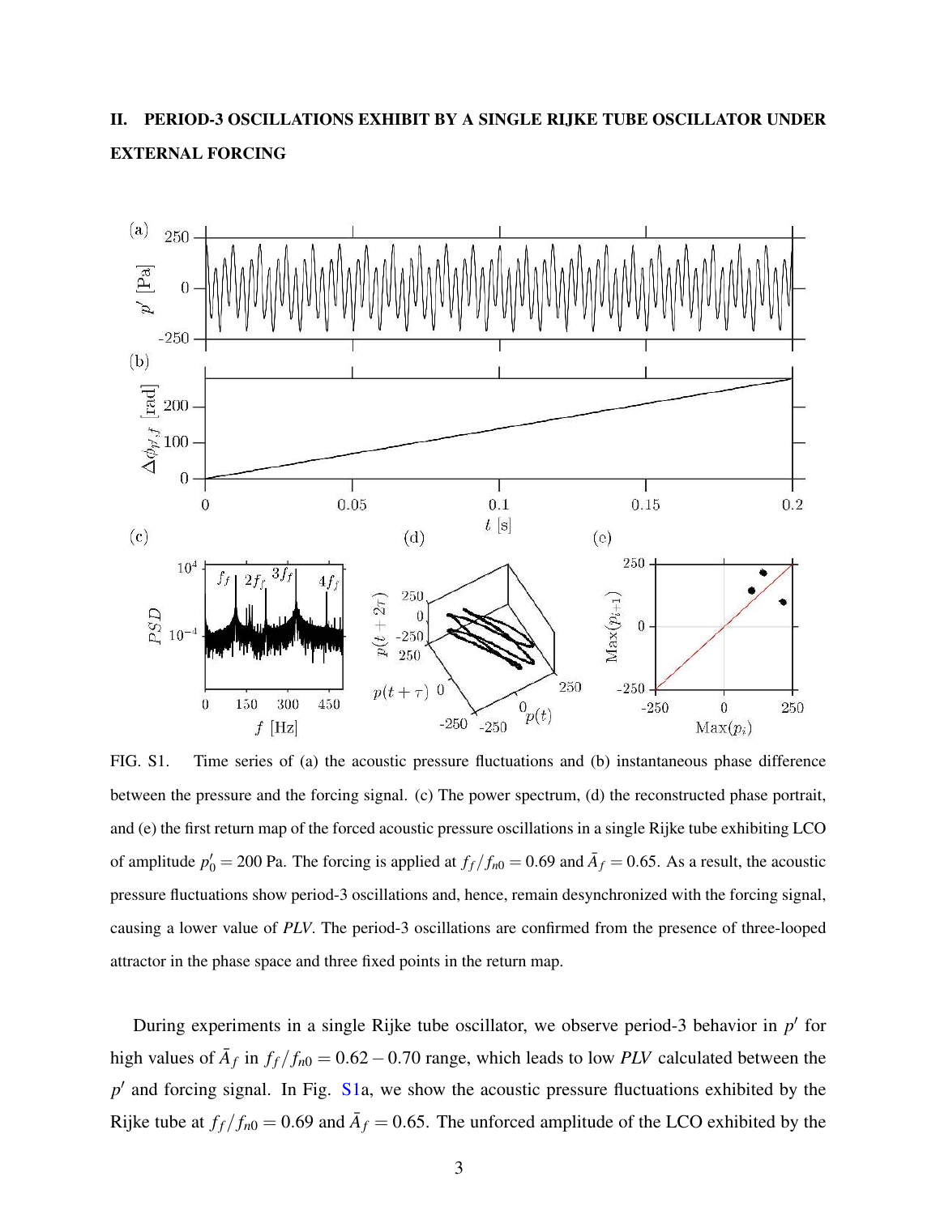## II. PERIOD-3 OSCILLATIONS EXHIBIT BY A SINGLE RIJKE TUBE OSCILLATOR UNDER EXTERNAL FORCING

FIG. S1. Time series of (a) the acoustic pressure fluctuations and (b) instantaneous phase difference between the pressure and the forcing signal. (c) The power spectrum, (d) the reconstructed phase portrait, and (e) the first return map of the forced acoustic pressure oscillations in a single Rijke tube exhibiting LCO of amplitude $p'_0 = 200$ Pa. The forcing is applied at $f_f/f_{n0} = 0.69$ and $\bar{A}_f = 0.65$. As a result, the acoustic pressure fluctuations show period-3 oscillations and, hence, remain desynchronized with the forcing signal, causing a lower value of *PLV*. The period-3 oscillations are confirmed from the presence of three-looped attractor in the phase space and three fixed points in the return map.

During experiments in a single Rijke tube oscillator, we observe period-3 behavior in $p'$ for high values of $\bar{A}_f$ in $f_f/f_{n0} = 0.62 - 0.70$ range, which leads to low *PLV* calculated between the $p'$ and forcing signal. In Fig. S1a, we show the acoustic pressure fluctuations exhibited by the Rijke tube at $f_f/f_{n0} = 0.69$ and $\bar{A}_f = 0.65$. The unforced amplitude of the LCO exhibited by the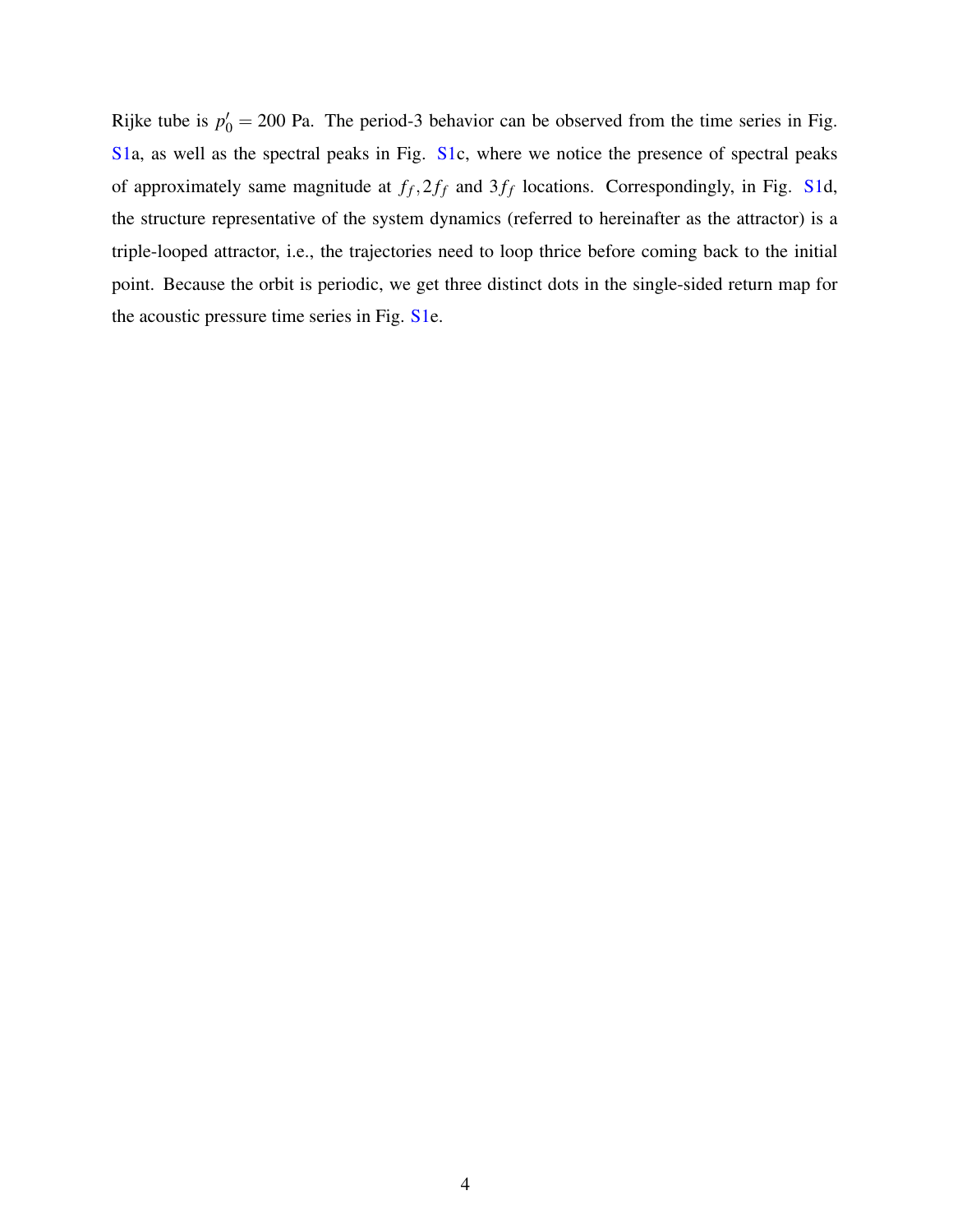Rijke tube is $p'_0 = 200$ Pa. The period-3 behavior can be observed from the time series in Fig. S1a, as well as the spectral peaks in Fig. S1c, where we notice the presence of spectral peaks of approximately same magnitude at $f_f, 2f_f$ and $3f_f$ locations. Correspondingly, in Fig. S1d, the structure representative of the system dynamics (referred to hereinafter as the attractor) is a triple-looped attractor, i.e., the trajectories need to loop thrice before coming back to the initial point. Because the orbit is periodic, we get three distinct dots in the single-sided return map for the acoustic pressure time series in Fig. S1e.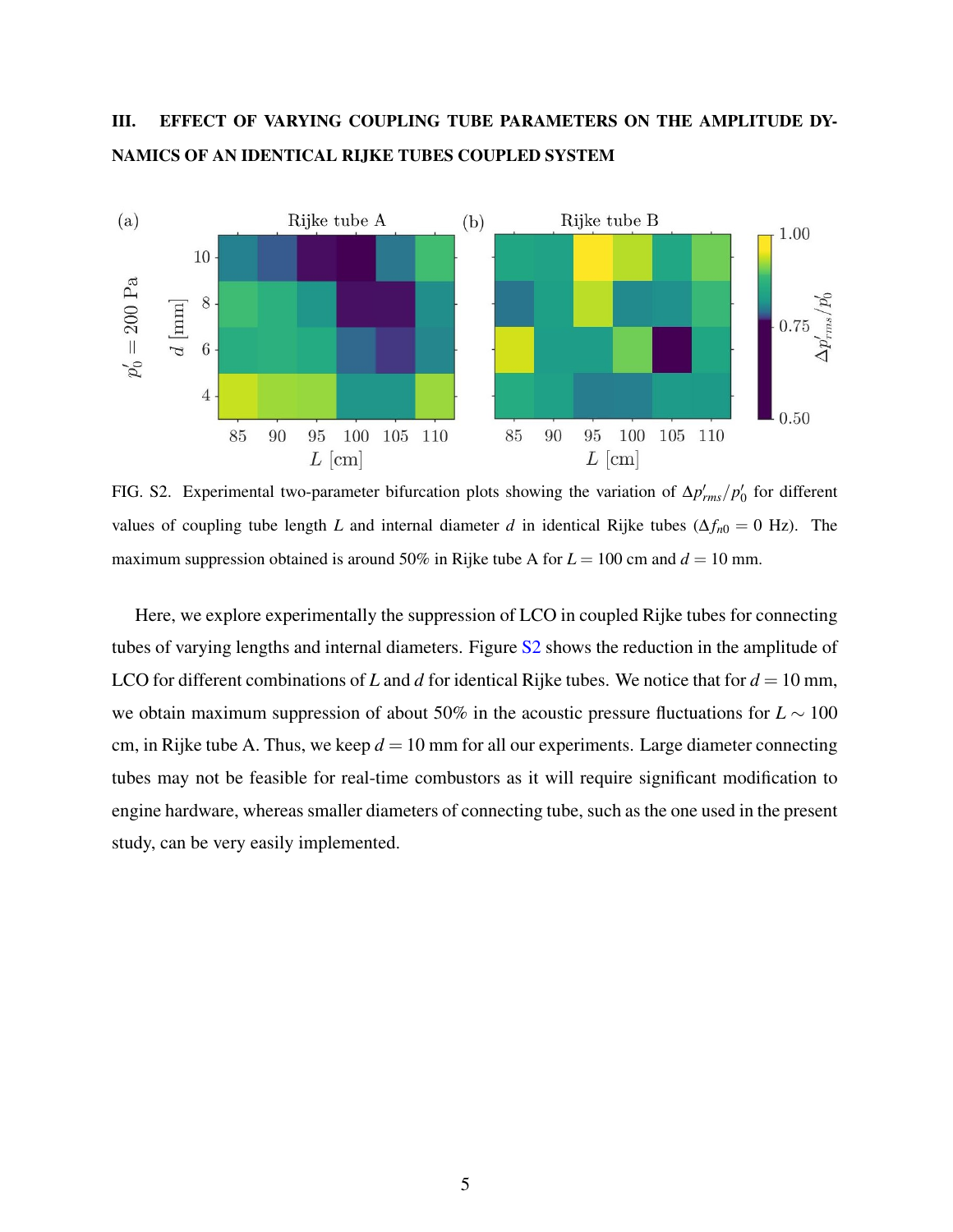## III. EFFECT OF VARYING COUPLING TUBE PARAMETERS ON THE AMPLITUDE DYNAMICS OF AN IDENTICAL RIJKE TUBES COUPLED SYSTEM

FIG. S2. Experimental two-parameter bifurcation plots showing the variation of $\Delta p'_{rms}/p'_0$ for different values of coupling tube length $L$ and internal diameter $d$ in identical Rijke tubes ($\Delta f_{n0} = 0$ Hz). The maximum suppression obtained is around 50% in Rijke tube A for $L = 100$ cm and $d = 10$ mm.

Here, we explore experimentally the suppression of LCO in coupled Rijke tubes for connecting tubes of varying lengths and internal diameters. Figure S2 shows the reduction in the amplitude of LCO for different combinations of $L$ and $d$ for identical Rijke tubes. We notice that for $d = 10$ mm, we obtain maximum suppression of about 50% in the acoustic pressure fluctuations for $L \sim 100$ cm, in Rijke tube A. Thus, we keep $d = 10$ mm for all our experiments. Large diameter connecting tubes may not be feasible for real-time combustors as it will require significant modification to engine hardware, whereas smaller diameters of connecting tube, such as the one used in the present study, can be very easily implemented.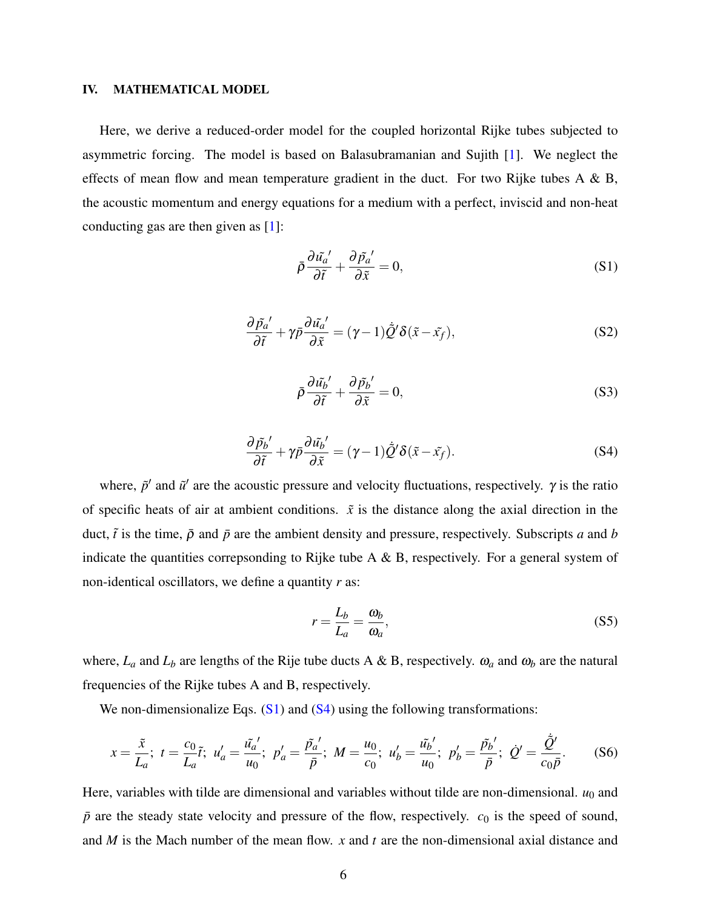## IV. MATHEMATICAL MODEL

Here, we derive a reduced-order model for the coupled horizontal Rijke tubes subjected to asymmetric forcing. The model is based on Balasubramanian and Sujith [1]. We neglect the effects of mean flow and mean temperature gradient in the duct. For two Rijke tubes A & B, the acoustic momentum and energy equations for a medium with a perfect, inviscid and non-heat conducting gas are then given as [1]:

$$\bar{\rho}\frac{\partial \tilde{u_a}'}{\partial \tilde{t}} + \frac{\partial \tilde{p_a}'}{\partial \tilde{x}} = 0, \tag{S1}$$

$$\frac{\partial \tilde{p_a}'}{\partial \tilde{t}} + \gamma \bar{p}\frac{\partial \tilde{u_a}'}{\partial \tilde{x}} = (\gamma - 1)\dot{\tilde{Q}}'\delta(\tilde{x} - \tilde{x_f}), \tag{S2}$$

$$\bar{\rho}\frac{\partial \tilde{u_b}'}{\partial \tilde{t}} + \frac{\partial \tilde{p_b}'}{\partial \tilde{x}} = 0, \tag{S3}$$

$$\frac{\partial \tilde{p_b}'}{\partial \tilde{t}} + \gamma \bar{p}\frac{\partial \tilde{u_b}'}{\partial \tilde{x}} = (\gamma - 1)\dot{\tilde{Q}}'\delta(\tilde{x} - \tilde{x_f}). \tag{S4}$$

where, $\tilde{p}'$ and $\tilde{u}'$ are the acoustic pressure and velocity fluctuations, respectively. $\gamma$ is the ratio of specific heats of air at ambient conditions. $\tilde{x}$ is the distance along the axial direction in the duct, $\tilde{t}$ is the time, $\bar{\rho}$ and $\bar{p}$ are the ambient density and pressure, respectively. Subscripts $a$ and $b$ indicate the quantities correpsonding to Rijke tube A & B, respectively. For a general system of non-identical oscillators, we define a quantity $r$ as:

$$r = \frac{L_b}{L_a} = \frac{\omega_b}{\omega_a}, \tag{S5}$$

where, $L_a$ and $L_b$ are lengths of the Rije tube ducts A & B, respectively. $\omega_a$ and $\omega_b$ are the natural frequencies of the Rijke tubes A and B, respectively.

We non-dimensionalize Eqs. (S1) and (S4) using the following transformations:

$$x = \frac{\tilde{x}}{L_a};\ t = \frac{c_0}{L_a}\tilde{t};\ u_a' = \frac{\tilde{u_a}'}{u_0};\ p_a' = \frac{\tilde{p_a}'}{\bar{p}};\ M = \frac{u_0}{c_0};\ u_b' = \frac{\tilde{u_b}'}{u_0};\ p_b' = \frac{\tilde{p_b}'}{\bar{p}};\ \dot{Q}' = \frac{\dot{\tilde{Q}}'}{c_0\bar{p}}. \tag{S6}$$

Here, variables with tilde are dimensional and variables without tilde are non-dimensional. $u_0$ and $\bar{p}$ are the steady state velocity and pressure of the flow, respectively. $c_0$ is the speed of sound, and $M$ is the Mach number of the mean flow. $x$ and $t$ are the non-dimensional axial distance and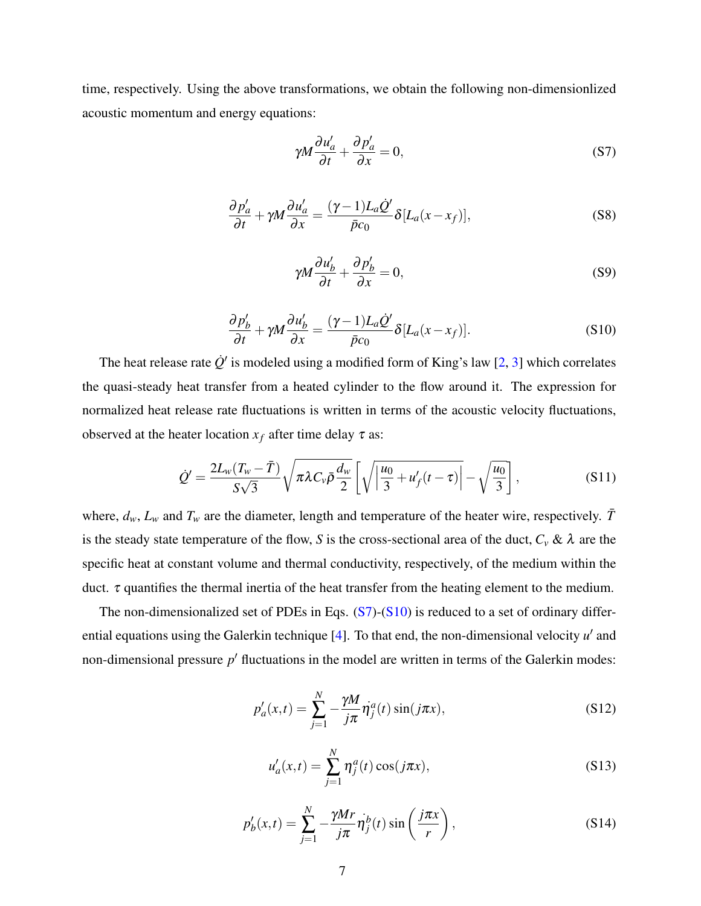time, respectively. Using the above transformations, we obtain the following non-dimensionlized acoustic momentum and energy equations:

$$\gamma M \frac{\partial u_a'}{\partial t} + \frac{\partial p_a'}{\partial x} = 0, \tag{S7}$$

$$\frac{\partial p_a'}{\partial t} + \gamma M \frac{\partial u_a'}{\partial x} = \frac{(\gamma - 1) L_a \dot{Q}'}{\bar{p} c_0} \delta[L_a(x - x_f)], \tag{S8}$$

$$\gamma M \frac{\partial u_b'}{\partial t} + \frac{\partial p_b'}{\partial x} = 0, \tag{S9}$$

$$\frac{\partial p_b'}{\partial t} + \gamma M \frac{\partial u_b'}{\partial x} = \frac{(\gamma - 1) L_a \dot{Q}'}{\bar{p} c_0} \delta[L_a(x - x_f)]. \tag{S10}$$

The heat release rate $\dot{Q}'$ is modeled using a modified form of King's law [2, 3] which correlates the quasi-steady heat transfer from a heated cylinder to the flow around it. The expression for normalized heat release rate fluctuations is written in terms of the acoustic velocity fluctuations, observed at the heater location $x_f$ after time delay $\tau$ as:

$$\dot{Q}' = \frac{2 L_w (T_w - \bar{T})}{S\sqrt{3}} \sqrt{\pi \lambda C_v \bar{\rho} \frac{d_w}{2}} \left[ \sqrt{\left| \frac{u_0}{3} + u_f'(t - \tau) \right|} - \sqrt{\frac{u_0}{3}} \right], \tag{S11}$$

where, $d_w$, $L_w$ and $T_w$ are the diameter, length and temperature of the heater wire, respectively. $\bar{T}$ is the steady state temperature of the flow, $S$ is the cross-sectional area of the duct, $C_v$ & $\lambda$ are the specific heat at constant volume and thermal conductivity, respectively, of the medium within the duct. $\tau$ quantifies the thermal inertia of the heat transfer from the heating element to the medium.

The non-dimensionalized set of PDEs in Eqs. (S7)-(S10) is reduced to a set of ordinary differential equations using the Galerkin technique [4]. To that end, the non-dimensional velocity $u'$ and non-dimensional pressure $p'$ fluctuations in the model are written in terms of the Galerkin modes:

$$p_a'(x,t) = \sum_{j=1}^{N} -\frac{\gamma M}{j\pi} \dot{\eta}_j^a(t) \sin(j\pi x), \tag{S12}$$

$$u_a'(x,t) = \sum_{j=1}^{N} \eta_j^a(t) \cos(j\pi x), \tag{S13}$$

$$p_b'(x,t) = \sum_{j=1}^{N} -\frac{\gamma M r}{j\pi} \dot{\eta}_j^b(t) \sin\left(\frac{j\pi x}{r}\right), \tag{S14}$$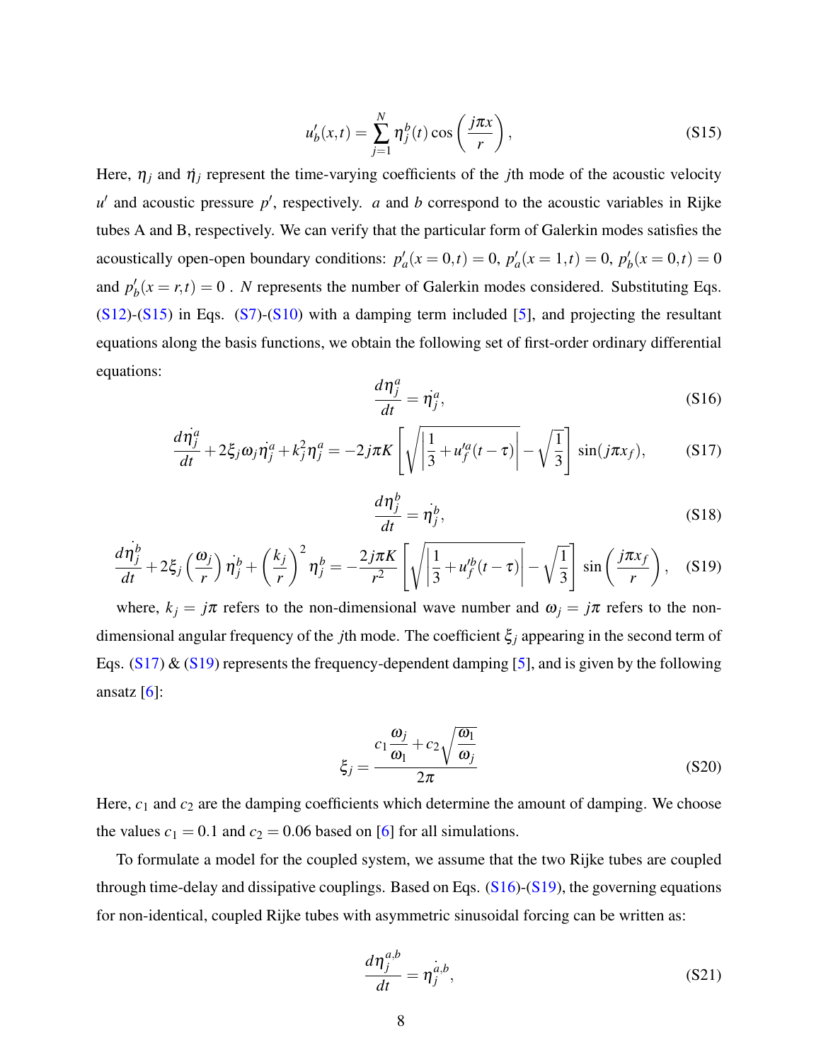$$u'_b(x,t) = \sum_{j=1}^{N} \eta_j^b(t) \cos\left(\frac{j\pi x}{r}\right), \tag{S15}$$

Here, $\eta_j$ and $\dot{\eta}_j$ represent the time-varying coefficients of the $j$th mode of the acoustic velocity $u'$ and acoustic pressure $p'$, respectively. $a$ and $b$ correspond to the acoustic variables in Rijke tubes A and B, respectively. We can verify that the particular form of Galerkin modes satisfies the acoustically open-open boundary conditions: $p'_a(x=0,t) = 0$, $p'_a(x=1,t) = 0$, $p'_b(x=0,t) = 0$ and $p'_b(x=r,t) = 0$ . $N$ represents the number of Galerkin modes considered. Substituting Eqs. (S12)-(S15) in Eqs. (S7)-(S10) with a damping term included [5], and projecting the resultant equations along the basis functions, we obtain the following set of first-order ordinary differential equations:

$$\frac{d\eta_j^a}{dt} = \dot{\eta}_j^a, \tag{S16}$$

$$\frac{d\dot{\eta}_j^a}{dt} + 2\xi_j\omega_j\dot{\eta}_j^a + k_j^2\eta_j^a = -2j\pi K\left[\sqrt{\left|\frac{1}{3} + u_f'^a(t-\tau)\right|} - \sqrt{\frac{1}{3}}\right]\sin(j\pi x_f), \tag{S17}$$

$$\frac{d\eta_j^b}{dt} = \dot{\eta}_j^b, \tag{S18}$$

$$\frac{d\dot{\eta}_j^b}{dt} + 2\xi_j\left(\frac{\omega_j}{r}\right)\dot{\eta}_j^b + \left(\frac{k_j}{r}\right)^2\eta_j^b = -\frac{2j\pi K}{r^2}\left[\sqrt{\left|\frac{1}{3} + u_f'^b(t-\tau)\right|} - \sqrt{\frac{1}{3}}\right]\sin\left(\frac{j\pi x_f}{r}\right), \tag{S19}$$

where, $k_j = j\pi$ refers to the non-dimensional wave number and $\omega_j = j\pi$ refers to the non-dimensional angular frequency of the $j$th mode. The coefficient $\xi_j$ appearing in the second term of Eqs. (S17) & (S19) represents the frequency-dependent damping [5], and is given by the following ansatz [6]:

$$\xi_j = \frac{c_1\dfrac{\omega_j}{\omega_1} + c_2\sqrt{\dfrac{\omega_1}{\omega_j}}}{2\pi} \tag{S20}$$

Here, $c_1$ and $c_2$ are the damping coefficients which determine the amount of damping. We choose the values $c_1 = 0.1$ and $c_2 = 0.06$ based on [6] for all simulations.

To formulate a model for the coupled system, we assume that the two Rijke tubes are coupled through time-delay and dissipative couplings. Based on Eqs. (S16)-(S19), the governing equations for non-identical, coupled Rijke tubes with asymmetric sinusoidal forcing can be written as:

$$\frac{d\eta_j^{a,b}}{dt} = \dot{\eta}_j^{a,b}, \tag{S21}$$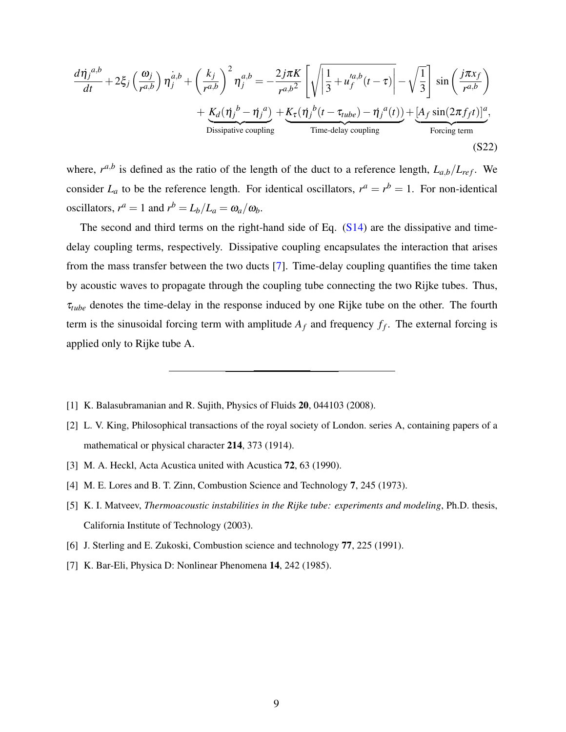$$\frac{d\dot{\eta}_j^{a,b}}{dt} + 2\xi_j\left(\frac{\omega_j}{r^{a,b}}\right)\dot{\eta}_j^{a,b} + \left(\frac{k_j}{r^{a,b}}\right)^2 \eta_j^{a,b} = -\frac{2j\pi K}{{r^{a,b}}^2}\left[\sqrt{\left|\frac{1}{3} + u_f'^{a,b}(t-\tau)\right|} - \sqrt{\frac{1}{3}}\right]\sin\left(\frac{j\pi x_f}{r^{a,b}}\right)$$
$$+ \underbrace{K_d(\dot{\eta}_j^{\,b} - \dot{\eta}_j^{\,a})}_{\text{Dissipative coupling}} + \underbrace{K_\tau(\dot{\eta}_j^{\,b}(t-\tau_{tube}) - \dot{\eta}_j^{\,a}(t))}_{\text{Time-delay coupling}} + \underbrace{[A_f \sin(2\pi f_f t)]^a}_{\text{Forcing term}}, \tag{S22}$$

where, $r^{a,b}$ is defined as the ratio of the length of the duct to a reference length, $L_{a,b}/L_{ref}$. We consider $L_a$ to be the reference length. For identical oscillators, $r^a = r^b = 1$. For non-identical oscillators, $r^a = 1$ and $r^b = L_b/L_a = \omega_a/\omega_b$.

The second and third terms on the right-hand side of Eq. (S14) are the dissipative and time-delay coupling terms, respectively. Dissipative coupling encapsulates the interaction that arises from the mass transfer between the two ducts [7]. Time-delay coupling quantifies the time taken by acoustic waves to propagate through the coupling tube connecting the two Rijke tubes. Thus, $\tau_{tube}$ denotes the time-delay in the response induced by one Rijke tube on the other. The fourth term is the sinusoidal forcing term with amplitude $A_f$ and frequency $f_f$. The external forcing is applied only to Rijke tube A.

---

[1] K. Balasubramanian and R. Sujith, Physics of Fluids **20**, 044103 (2008).

[2] L. V. King, Philosophical transactions of the royal society of London. series A, containing papers of a mathematical or physical character **214**, 373 (1914).

[3] M. A. Heckl, Acta Acustica united with Acustica **72**, 63 (1990).

[4] M. E. Lores and B. T. Zinn, Combustion Science and Technology **7**, 245 (1973).

[5] K. I. Matveev, *Thermoacoustic instabilities in the Rijke tube: experiments and modeling*, Ph.D. thesis, California Institute of Technology (2003).

[6] J. Sterling and E. Zukoski, Combustion science and technology **77**, 225 (1991).

[7] K. Bar-Eli, Physica D: Nonlinear Phenomena **14**, 242 (1985).